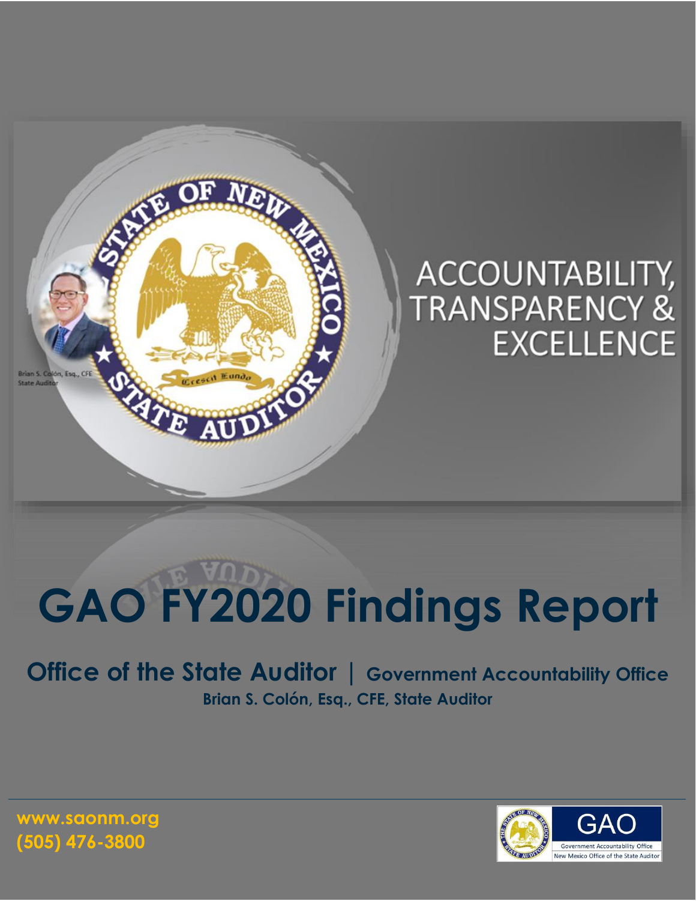ACCOUNTABILITY, TRANSPARENCY & EXCELLENCE

Brian S. Colón, Esq., CFE
State Auditor

# GAO FY2020 Findings Report

## Office of the State Auditor | Government Accountability Office

**Brian S. Colón, Esq., CFE, State Auditor**

**www.saonm.org**
**(505) 476-3800**

GAO
Government Accountability Office
New Mexico Office of the State Auditor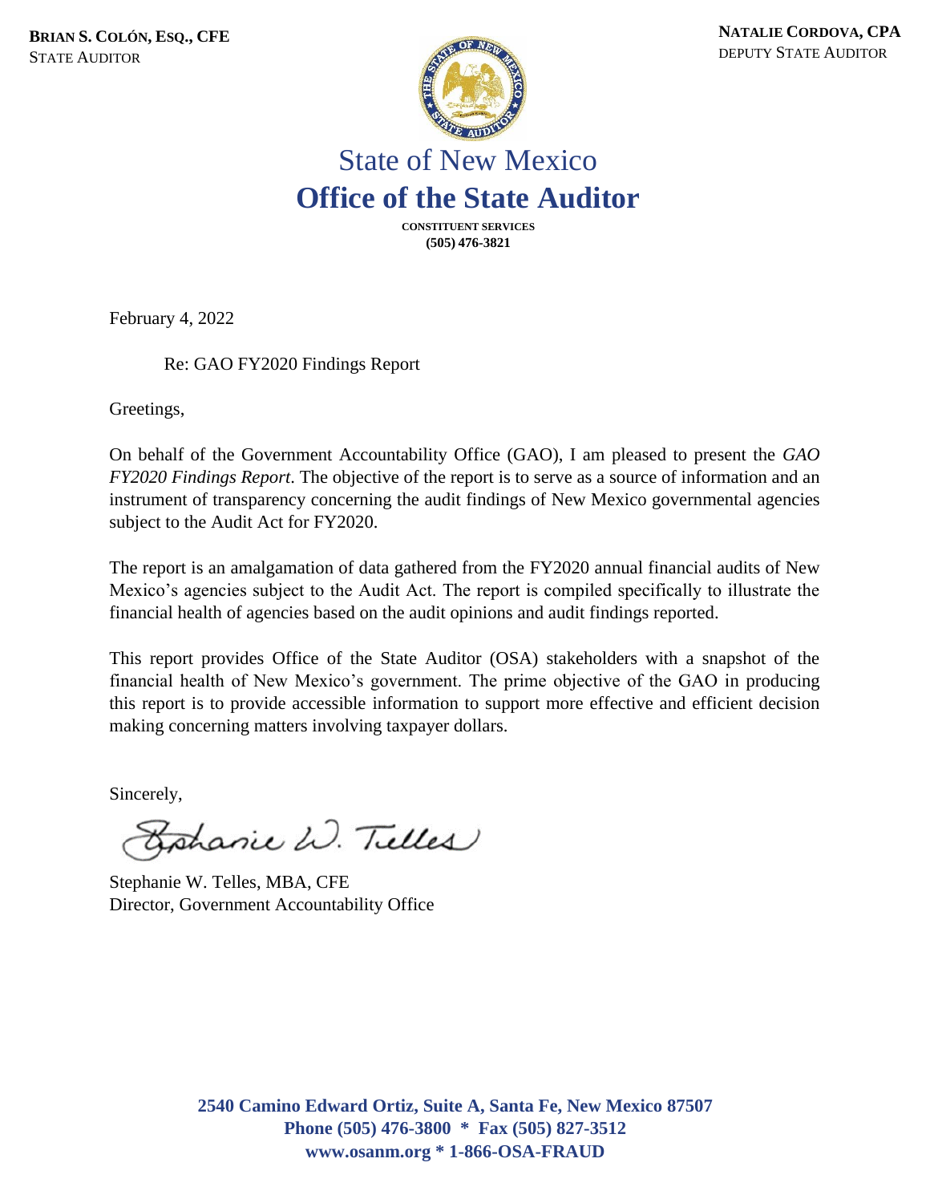**BRIAN S. COLÓN, ESQ., CFE**
STATE AUDITOR

**NATALIE CORDOVA, CPA**
DEPUTY STATE AUDITOR

# State of New Mexico
# **Office of the State Auditor**

**CONSTITUENT SERVICES**
**(505) 476-3821**

February 4, 2022

Re: GAO FY2020 Findings Report

Greetings,

On behalf of the Government Accountability Office (GAO), I am pleased to present the *GAO FY2020 Findings Report*. The objective of the report is to serve as a source of information and an instrument of transparency concerning the audit findings of New Mexico governmental agencies subject to the Audit Act for FY2020.

The report is an amalgamation of data gathered from the FY2020 annual financial audits of New Mexico's agencies subject to the Audit Act. The report is compiled specifically to illustrate the financial health of agencies based on the audit opinions and audit findings reported.

This report provides Office of the State Auditor (OSA) stakeholders with a snapshot of the financial health of New Mexico's government. The prime objective of the GAO in producing this report is to provide accessible information to support more effective and efficient decision making concerning matters involving taxpayer dollars.

Sincerely,

Stephanie W. Telles

Stephanie W. Telles, MBA, CFE
Director, Government Accountability Office

**2540 Camino Edward Ortiz, Suite A, Santa Fe, New Mexico 87507**
**Phone (505) 476-3800 * Fax (505) 827-3512**
**www.osanm.org * 1-866-OSA-FRAUD**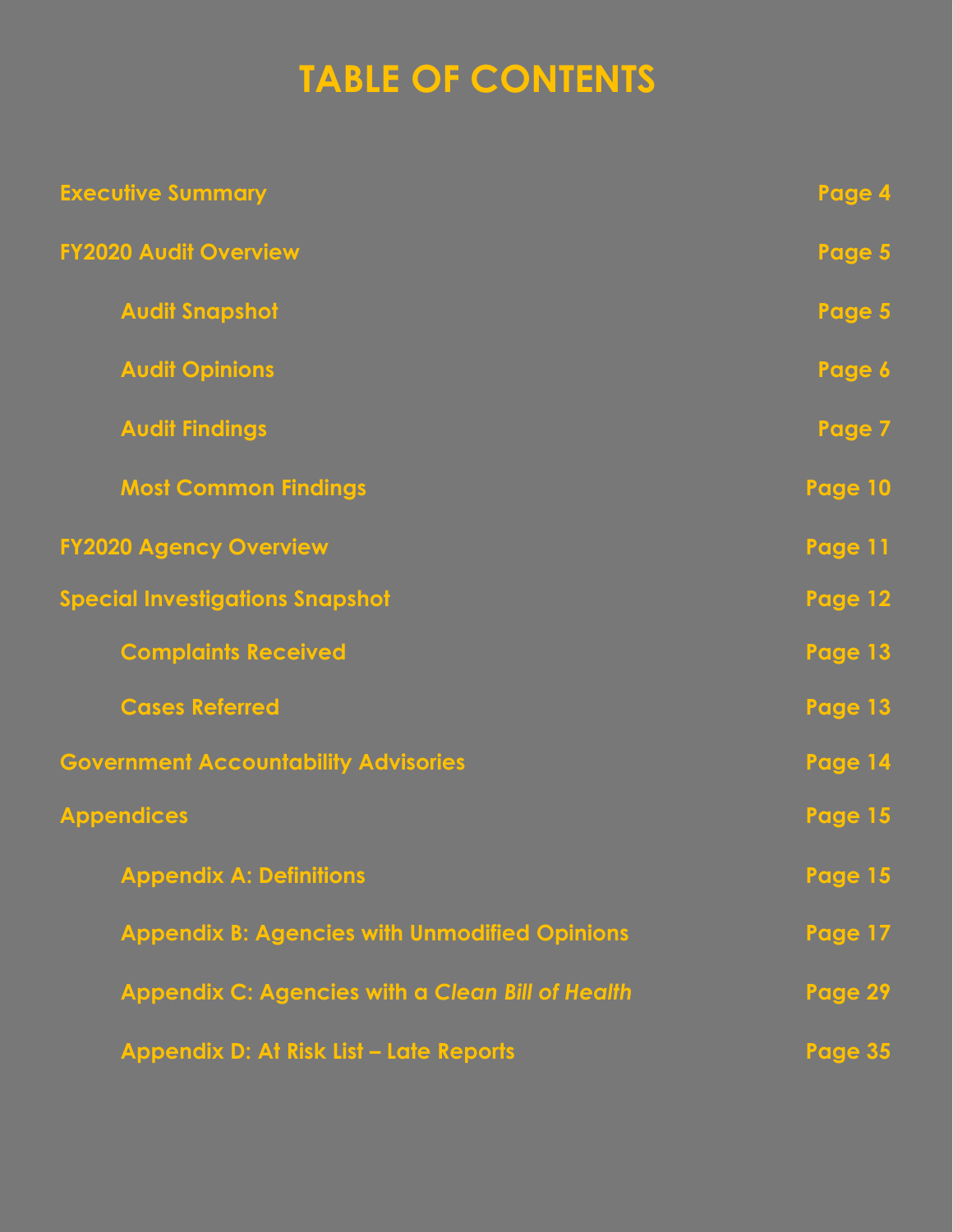# TABLE OF CONTENTS

| | |
|---|---|
| **Executive Summary** | **Page 4** |
| **FY2020 Audit Overview** | **Page 5** |
| &nbsp;&nbsp;&nbsp;&nbsp;**Audit Snapshot** | **Page 5** |
| &nbsp;&nbsp;&nbsp;&nbsp;**Audit Opinions** | **Page 6** |
| &nbsp;&nbsp;&nbsp;&nbsp;**Audit Findings** | **Page 7** |
| &nbsp;&nbsp;&nbsp;&nbsp;**Most Common Findings** | **Page 10** |
| **FY2020 Agency Overview** | **Page 11** |
| **Special Investigations Snapshot** | **Page 12** |
| &nbsp;&nbsp;&nbsp;&nbsp;**Complaints Received** | **Page 13** |
| &nbsp;&nbsp;&nbsp;&nbsp;**Cases Referred** | **Page 13** |
| **Government Accountability Advisories** | **Page 14** |
| **Appendices** | **Page 15** |
| &nbsp;&nbsp;&nbsp;&nbsp;**Appendix A: Definitions** | **Page 15** |
| &nbsp;&nbsp;&nbsp;&nbsp;**Appendix B: Agencies with Unmodified Opinions** | **Page 17** |
| &nbsp;&nbsp;&nbsp;&nbsp;**Appendix C: Agencies with a *Clean Bill of Health*** | **Page 29** |
| &nbsp;&nbsp;&nbsp;&nbsp;**Appendix D: At Risk List – Late Reports** | **Page 35** |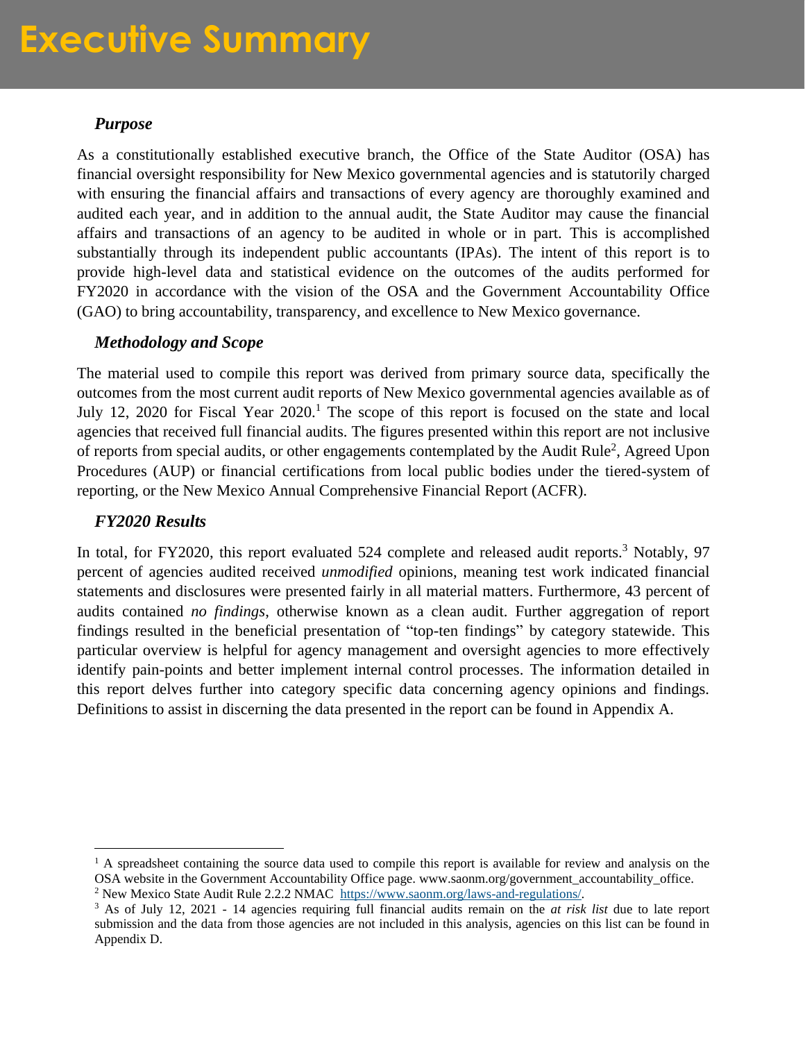# Executive Summary

### *Purpose*

As a constitutionally established executive branch, the Office of the State Auditor (OSA) has financial oversight responsibility for New Mexico governmental agencies and is statutorily charged with ensuring the financial affairs and transactions of every agency are thoroughly examined and audited each year, and in addition to the annual audit, the State Auditor may cause the financial affairs and transactions of an agency to be audited in whole or in part. This is accomplished substantially through its independent public accountants (IPAs). The intent of this report is to provide high-level data and statistical evidence on the outcomes of the audits performed for FY2020 in accordance with the vision of the OSA and the Government Accountability Office (GAO) to bring accountability, transparency, and excellence to New Mexico governance.

### *Methodology and Scope*

The material used to compile this report was derived from primary source data, specifically the outcomes from the most current audit reports of New Mexico governmental agencies available as of July 12, 2020 for Fiscal Year 2020.[1] The scope of this report is focused on the state and local agencies that received full financial audits. The figures presented within this report are not inclusive of reports from special audits, or other engagements contemplated by the Audit Rule[2], Agreed Upon Procedures (AUP) or financial certifications from local public bodies under the tiered-system of reporting, or the New Mexico Annual Comprehensive Financial Report (ACFR).

### *FY2020 Results*

In total, for FY2020, this report evaluated 524 complete and released audit reports.[3] Notably, 97 percent of agencies audited received *unmodified* opinions, meaning test work indicated financial statements and disclosures were presented fairly in all material matters. Furthermore, 43 percent of audits contained *no findings*, otherwise known as a clean audit. Further aggregation of report findings resulted in the beneficial presentation of "top-ten findings" by category statewide. This particular overview is helpful for agency management and oversight agencies to more effectively identify pain-points and better implement internal control processes. The information detailed in this report delves further into category specific data concerning agency opinions and findings. Definitions to assist in discerning the data presented in the report can be found in Appendix A.

---

[1] A spreadsheet containing the source data used to compile this report is available for review and analysis on the OSA website in the Government Accountability Office page. www.saonm.org/government_accountability_office.

[2] New Mexico State Audit Rule 2.2.2 NMAC https://www.saonm.org/laws-and-regulations/.

[3] As of July 12, 2021 - 14 agencies requiring full financial audits remain on the *at risk list* due to late report submission and the data from those agencies are not included in this analysis, agencies on this list can be found in Appendix D.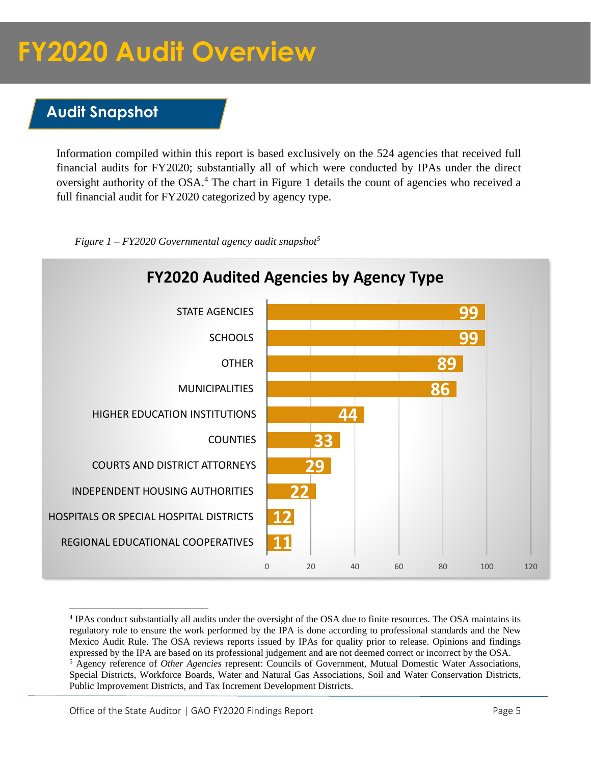# FY2020 Audit Overview

## Audit Snapshot

Information compiled within this report is based exclusively on the 524 agencies that received full financial audits for FY2020; substantially all of which were conducted by IPAs under the direct oversight authority of the OSA.[4] The chart in Figure 1 details the count of agencies who received a full financial audit for FY2020 categorized by agency type.

*Figure 1 – FY2020 Governmental agency audit snapshot[5]*

**FY2020 Audited Agencies by Agency Type**

| Agency Type | Count |
|---|---|
| STATE AGENCIES | 99 |
| SCHOOLS | 99 |
| OTHER | 89 |
| MUNICIPALITIES | 86 |
| HIGHER EDUCATION INSTITUTIONS | 44 |
| COUNTIES | 33 |
| COURTS AND DISTRICT ATTORNEYS | 29 |
| INDEPENDENT HOUSING AUTHORITIES | 22 |
| HOSPITALS OR SPECIAL HOSPITAL DISTRICTS | 12 |
| REGIONAL EDUCATIONAL COOPERATIVES | 11 |

---

[4] IPAs conduct substantially all audits under the oversight of the OSA due to finite resources. The OSA maintains its regulatory role to ensure the work performed by the IPA is done according to professional standards and the New Mexico Audit Rule. The OSA reviews reports issued by IPAs for quality prior to release. Opinions and findings expressed by the IPA are based on its professional judgement and are not deemed correct or incorrect by the OSA.

[5] Agency reference of *Other Agencies* represent: Councils of Government, Mutual Domestic Water Associations, Special Districts, Workforce Boards, Water and Natural Gas Associations, Soil and Water Conservation Districts, Public Improvement Districts, and Tax Increment Development Districts.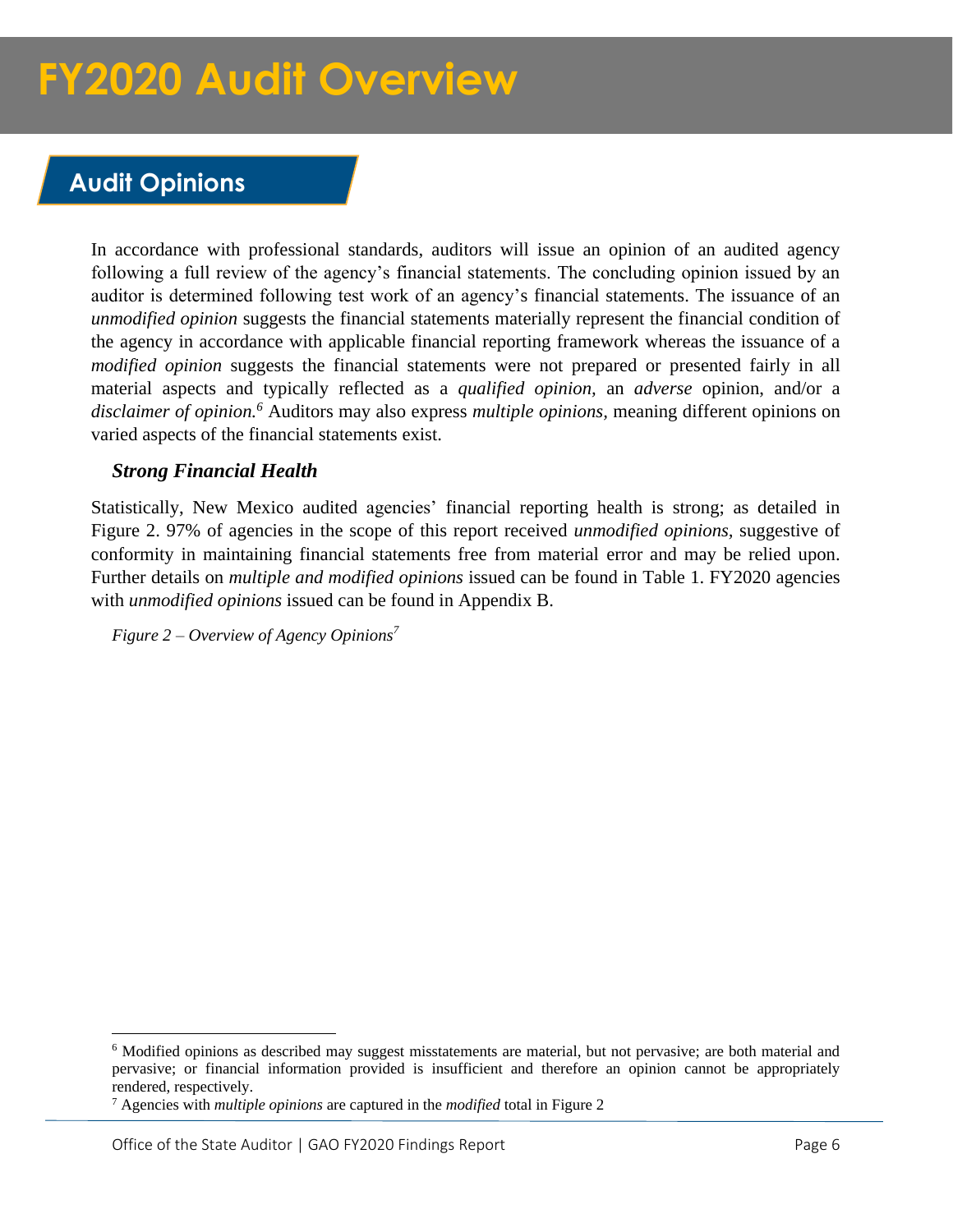# FY2020 Audit Overview

## Audit Opinions

In accordance with professional standards, auditors will issue an opinion of an audited agency following a full review of the agency's financial statements. The concluding opinion issued by an auditor is determined following test work of an agency's financial statements. The issuance of an *unmodified opinion* suggests the financial statements materially represent the financial condition of the agency in accordance with applicable financial reporting framework whereas the issuance of a *modified opinion* suggests the financial statements were not prepared or presented fairly in all material aspects and typically reflected as a *qualified opinion,* an *adverse* opinion, and/or a *disclaimer of opinion.*[6] Auditors may also express *multiple opinions,* meaning different opinions on varied aspects of the financial statements exist.

### *Strong Financial Health*

Statistically, New Mexico audited agencies' financial reporting health is strong; as detailed in Figure 2. 97% of agencies in the scope of this report received *unmodified opinions,* suggestive of conformity in maintaining financial statements free from material error and may be relied upon. Further details on *multiple and modified opinions* issued can be found in Table 1. FY2020 agencies with *unmodified opinions* issued can be found in Appendix B.

*Figure 2 – Overview of Agency Opinions*[7]

---

[6] Modified opinions as described may suggest misstatements are material, but not pervasive; are both material and pervasive; or financial information provided is insufficient and therefore an opinion cannot be appropriately rendered, respectively.

[7] Agencies with *multiple opinions* are captured in the *modified* total in Figure 2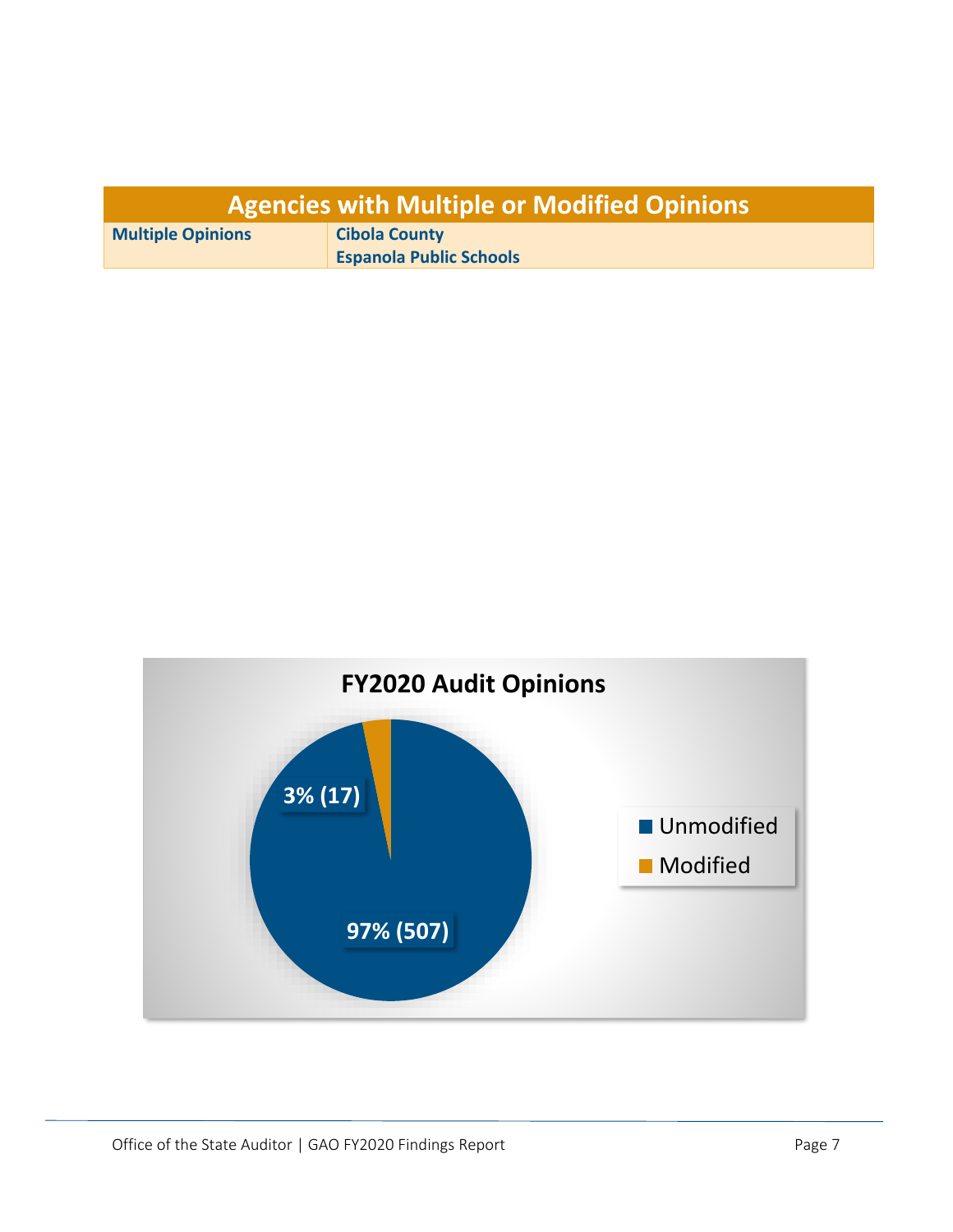| Agencies with Multiple or Modified Opinions | |
|---|---|
| **Multiple Opinions** | **Cibola County**<br>**Espanola Public Schools** |

**FY2020 Audit Opinions**

| Opinion | Percentage (Count) |
|---|---|
| Unmodified | 97% (507) |
| Modified | 3% (17) |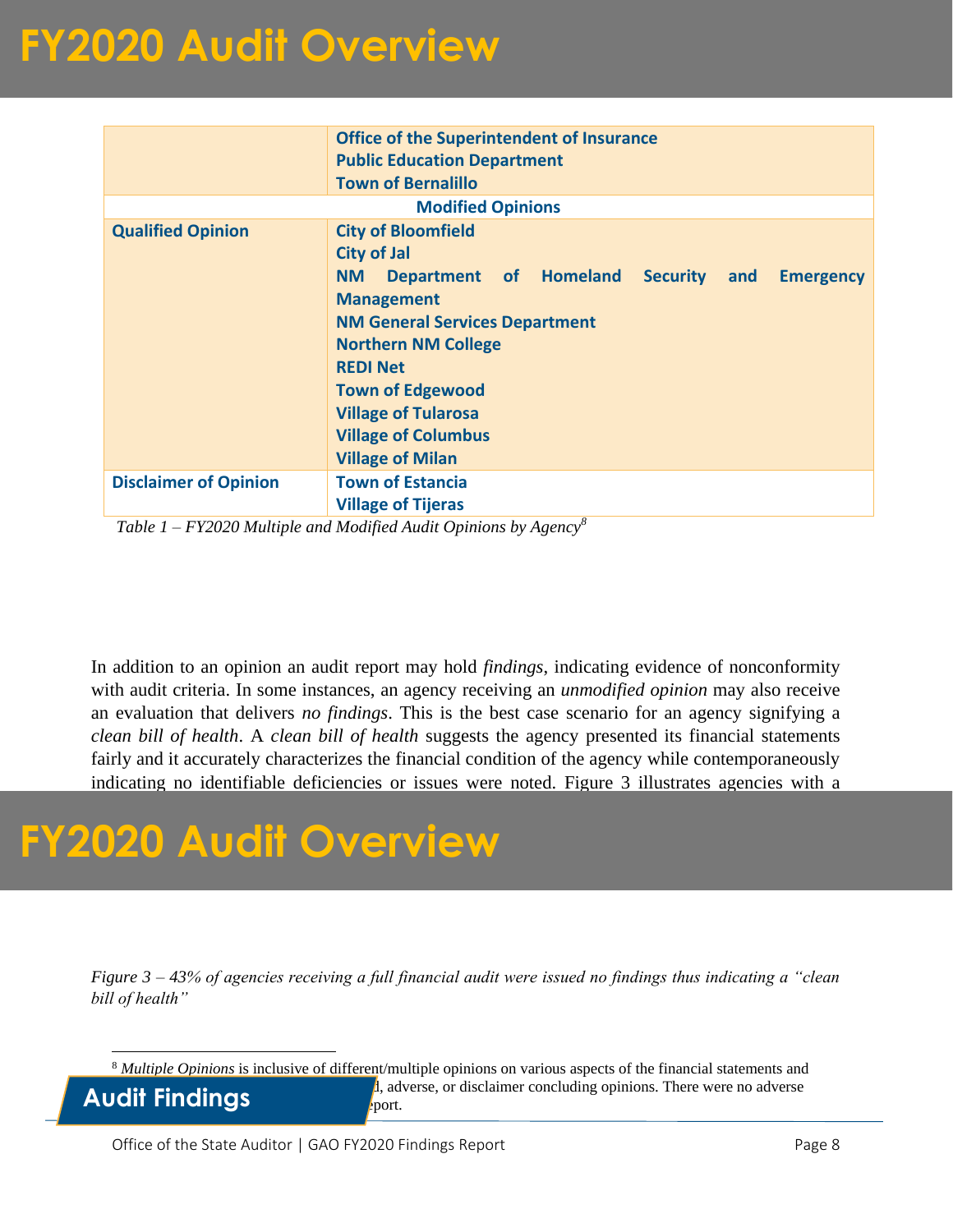# FY2020 Audit Overview

| | |
|---|---|
| | **Office of the Superintendent of Insurance**<br>**Public Education Department**<br>**Town of Bernalillo** |
| **Modified Opinions** | |
| **Qualified Opinion** | **City of Bloomfield**<br>**City of Jal**<br>**NM Department of Homeland Security and Emergency Management**<br>**NM General Services Department**<br>**Northern NM College**<br>**REDI Net**<br>**Town of Edgewood**<br>**Village of Tularosa**<br>**Village of Columbus**<br>**Village of Milan** |
| **Disclaimer of Opinion** | **Town of Estancia**<br>**Village of Tijeras** |

*Table 1 – FY2020 Multiple and Modified Audit Opinions by Agency*[8]

In addition to an opinion an audit report may hold *findings*, indicating evidence of nonconformity with audit criteria. In some instances, an agency receiving an *unmodified opinion* may also receive an evaluation that delivers *no findings*. This is the best case scenario for an agency signifying a *clean bill of health*. A *clean bill of health* suggests the agency presented its financial statements fairly and it accurately characterizes the financial condition of the agency while contemporaneously indicating no identifiable deficiencies or issues were noted. Figure 3 illustrates agencies with a

# FY2020 Audit Overview

*Figure 3 – 43% of agencies receiving a full financial audit were issued no findings thus indicating a "clean bill of health"*

## Audit Findings

[8] *Multiple Opinions* is inclusive of different/multiple opinions on various aspects of the financial statements and ...d, adverse, or disclaimer concluding opinions. There were no adverse ...eport.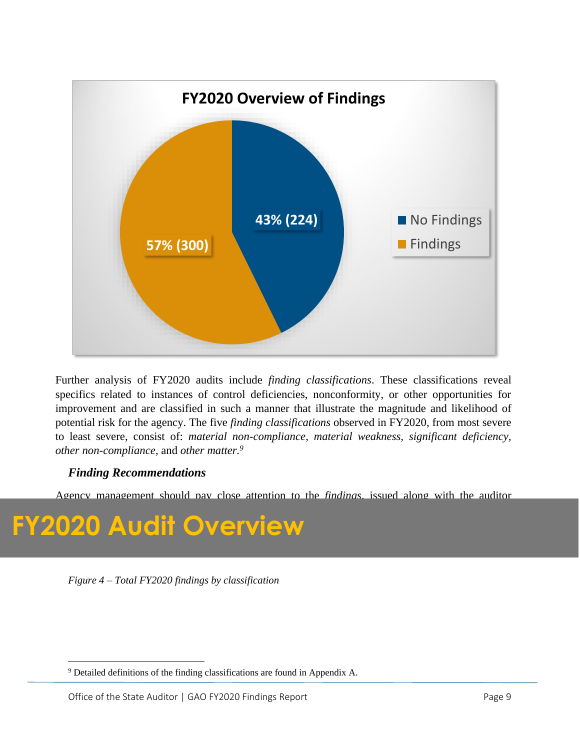**FY2020 Overview of Findings**

| Category | Percentage (Count) |
|---|---|
| No Findings | 43% (224) |
| Findings | 57% (300) |

Further analysis of FY2020 audits include *finding classifications*. These classifications reveal specifics related to instances of control deficiencies, nonconformity, or other opportunities for improvement and are classified in such a manner that illustrate the magnitude and likelihood of potential risk for the agency. The five *finding classifications* observed in FY2020, from most severe to least severe, consist of: *material non-compliance*, *material weakness*, *significant deficiency*, *other non-compliance*, and *other matter*.[9]

### *Finding Recommendations*

Agency management should pay close attention to the *findings*, issued along with the auditor

# FY2020 Audit Overview

*Figure 4 – Total FY2020 findings by classification*

[9] Detailed definitions of the finding classifications are found in Appendix A.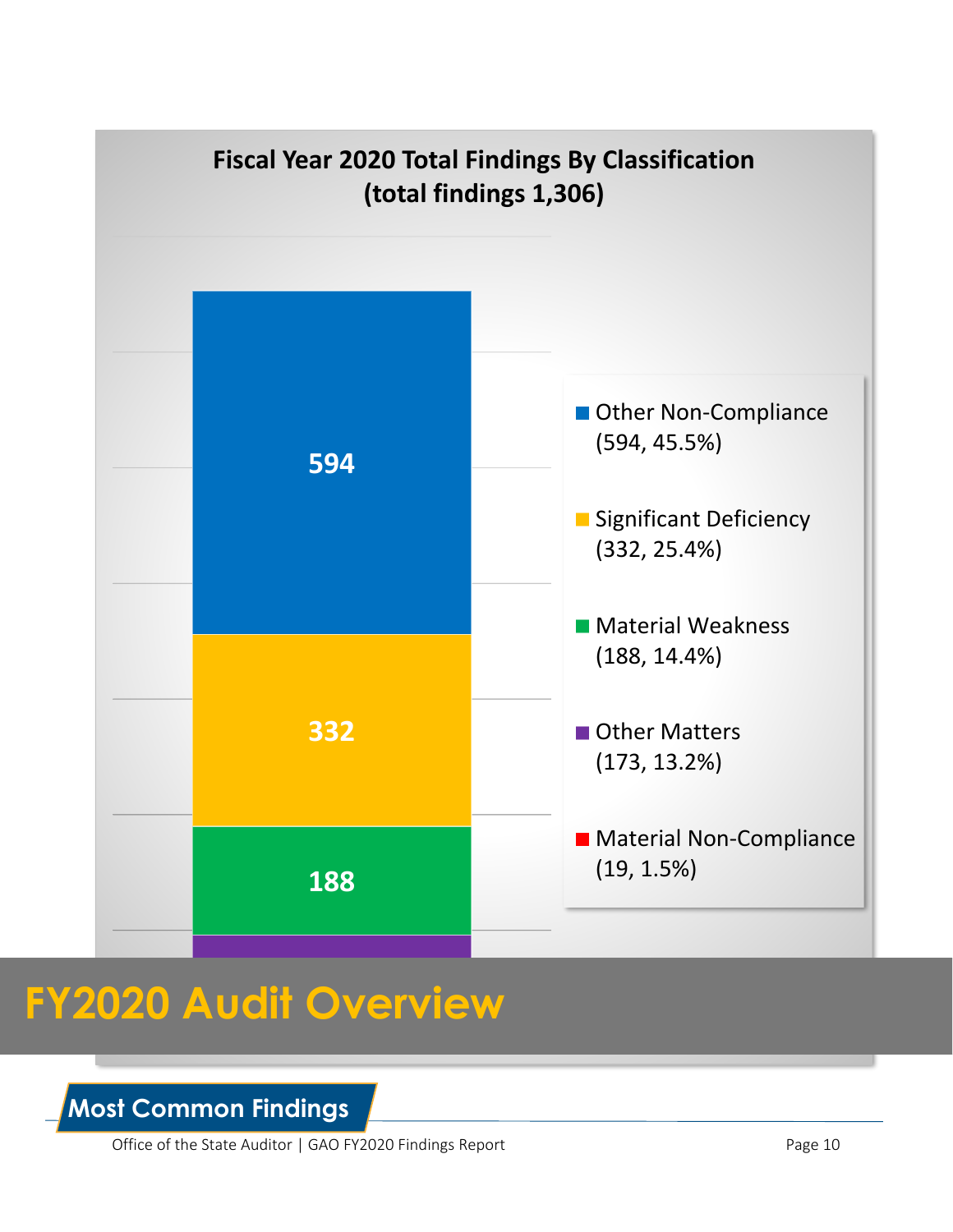**Fiscal Year 2020 Total Findings By Classification (total findings 1,306)**

| Classification | Findings | Percent |
|---|---|---|
| Other Non-Compliance | 594 | 45.5% |
| Significant Deficiency | 332 | 25.4% |
| Material Weakness | 188 | 14.4% |
| Other Matters | 173 | 13.2% |
| Material Non-Compliance | 19 | 1.5% |

# FY2020 Audit Overview

## Most Common Findings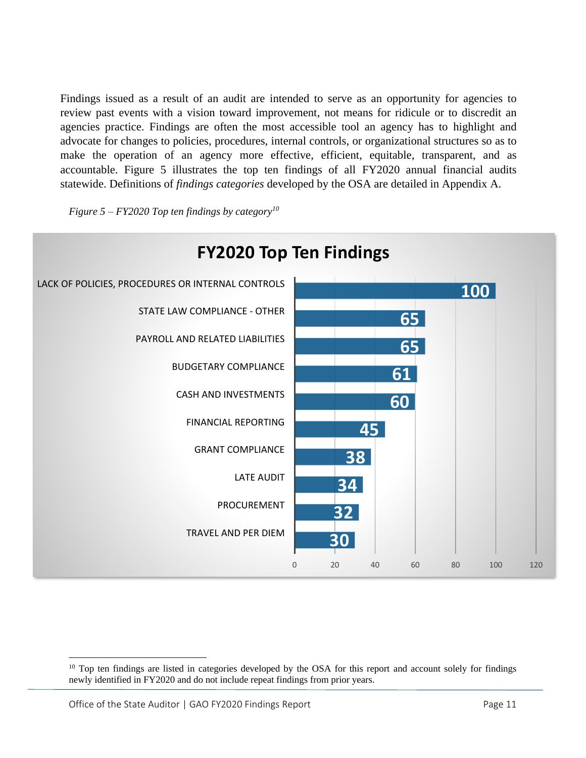Findings issued as a result of an audit are intended to serve as an opportunity for agencies to review past events with a vision toward improvement, not means for ridicule or to discredit an agencies practice. Findings are often the most accessible tool an agency has to highlight and advocate for changes to policies, procedures, internal controls, or organizational structures so as to make the operation of an agency more effective, efficient, equitable, transparent, and as accountable. Figure 5 illustrates the top ten findings of all FY2020 annual financial audits statewide. Definitions of *findings categories* developed by the OSA are detailed in Appendix A.

*Figure 5 – FY2020 Top ten findings by category*[10]

**FY2020 Top Ten Findings**

| Category | Findings |
| --- | --- |
| LACK OF POLICIES, PROCEDURES OR INTERNAL CONTROLS | 100 |
| STATE LAW COMPLIANCE - OTHER | 65 |
| PAYROLL AND RELATED LIABILITIES | 65 |
| BUDGETARY COMPLIANCE | 61 |
| CASH AND INVESTMENTS | 60 |
| FINANCIAL REPORTING | 45 |
| GRANT COMPLIANCE | 38 |
| LATE AUDIT | 34 |
| PROCUREMENT | 32 |
| TRAVEL AND PER DIEM | 30 |

[10] Top ten findings are listed in categories developed by the OSA for this report and account solely for findings newly identified in FY2020 and do not include repeat findings from prior years.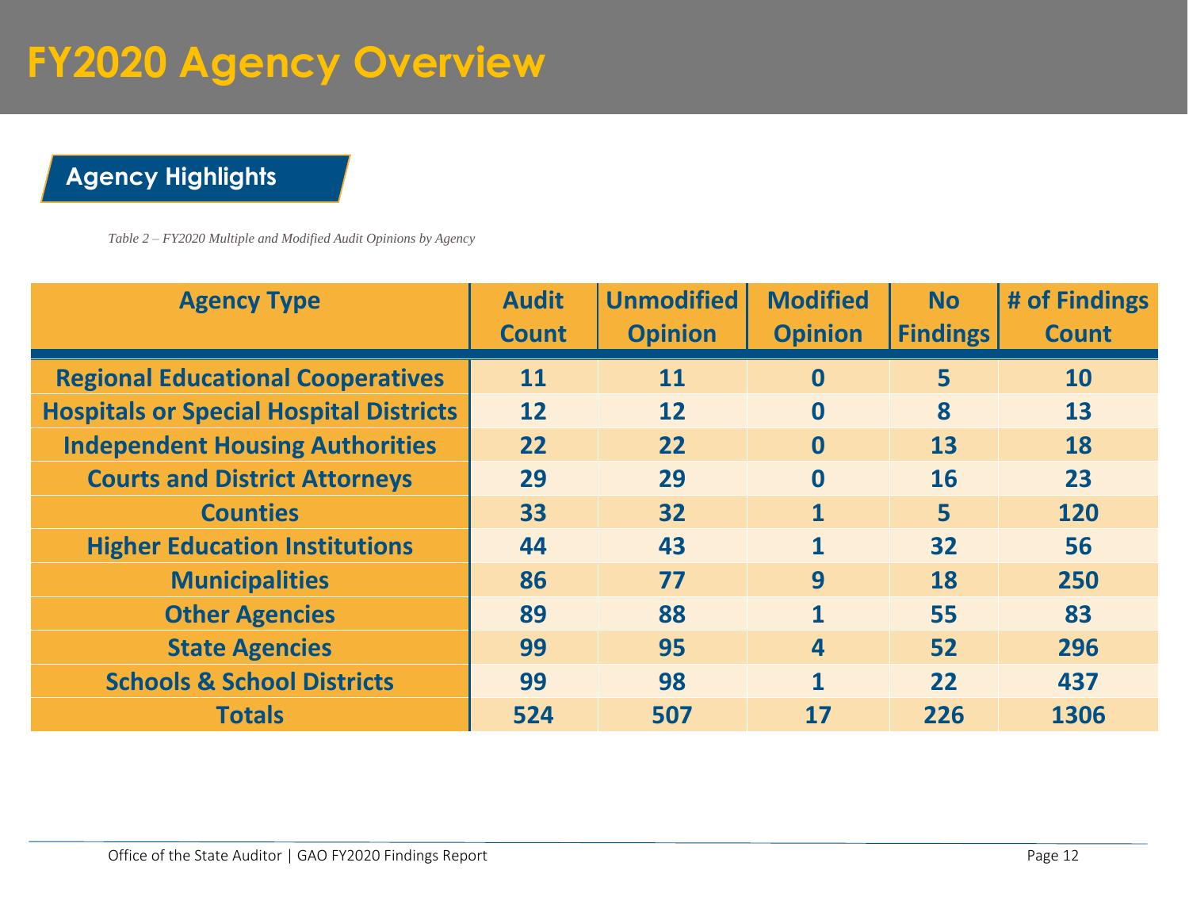# FY2020 Agency Overview

## Agency Highlights

*Table 2 – FY2020 Multiple and Modified Audit Opinions by Agency*

| Agency Type | Audit Count | Unmodified Opinion | Modified Opinion | No Findings | # of Findings Count |
|---|---|---|---|---|---|
| Regional Educational Cooperatives | 11 | 11 | 0 | 5 | 10 |
| Hospitals or Special Hospital Districts | 12 | 12 | 0 | 8 | 13 |
| Independent Housing Authorities | 22 | 22 | 0 | 13 | 18 |
| Courts and District Attorneys | 29 | 29 | 0 | 16 | 23 |
| Counties | 33 | 32 | 1 | 5 | 120 |
| Higher Education Institutions | 44 | 43 | 1 | 32 | 56 |
| Municipalities | 86 | 77 | 9 | 18 | 250 |
| Other Agencies | 89 | 88 | 1 | 55 | 83 |
| State Agencies | 99 | 95 | 4 | 52 | 296 |
| Schools & School Districts | 99 | 98 | 1 | 22 | 437 |
| Totals | 524 | 507 | 17 | 226 | 1306 |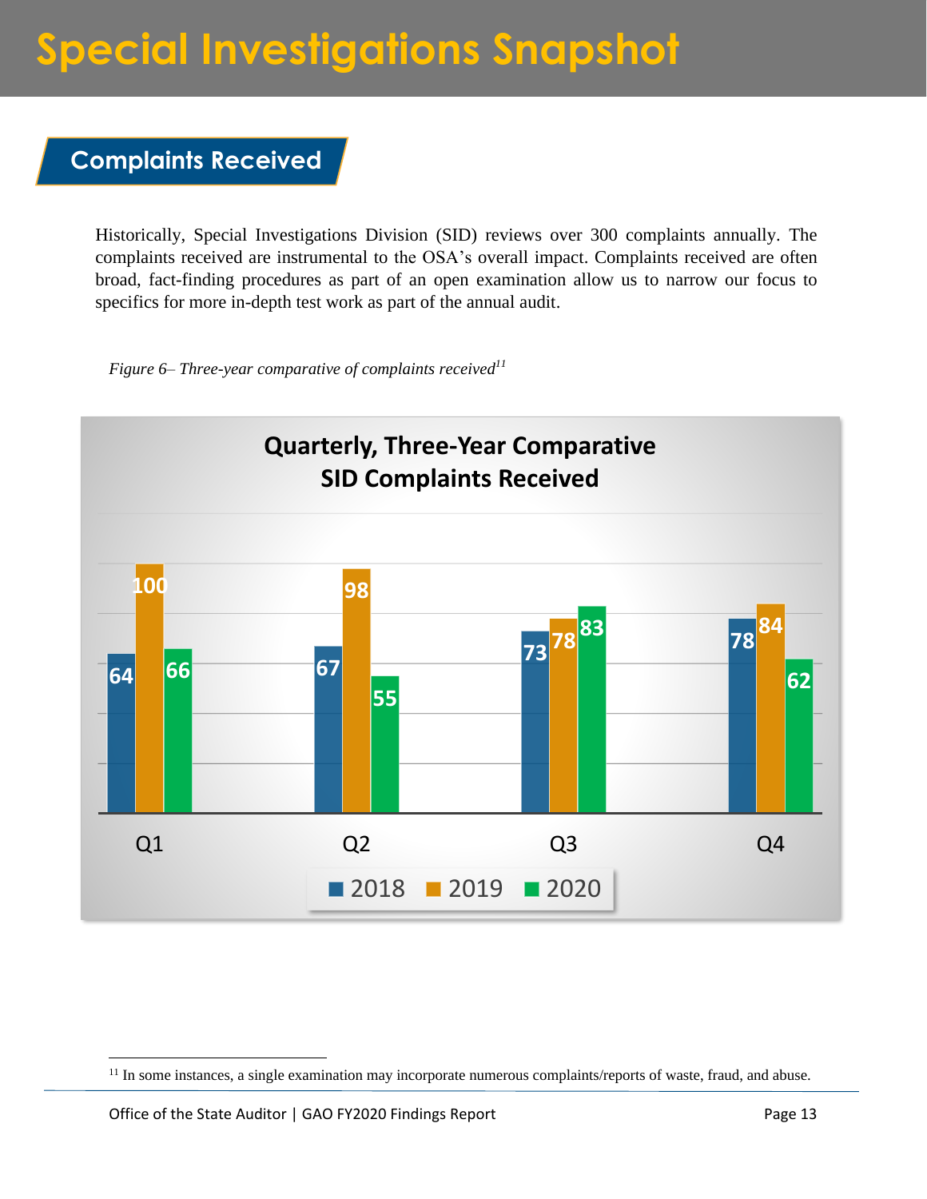# Special Investigations Snapshot

## Complaints Received

Historically, Special Investigations Division (SID) reviews over 300 complaints annually. The complaints received are instrumental to the OSA's overall impact. Complaints received are often broad, fact-finding procedures as part of an open examination allow us to narrow our focus to specifics for more in-depth test work as part of the annual audit.

*Figure 6– Three-year comparative of complaints received*[11]

**Quarterly, Three-Year Comparative SID Complaints Received**

| Quarter | 2018 | 2019 | 2020 |
|---|---|---|---|
| Q1 | 64 | 100 | 66 |
| Q2 | 67 | 98 | 55 |
| Q3 | 73 | 78 | 83 |
| Q4 | 78 | 84 | 62 |

[11] In some instances, a single examination may incorporate numerous complaints/reports of waste, fraud, and abuse.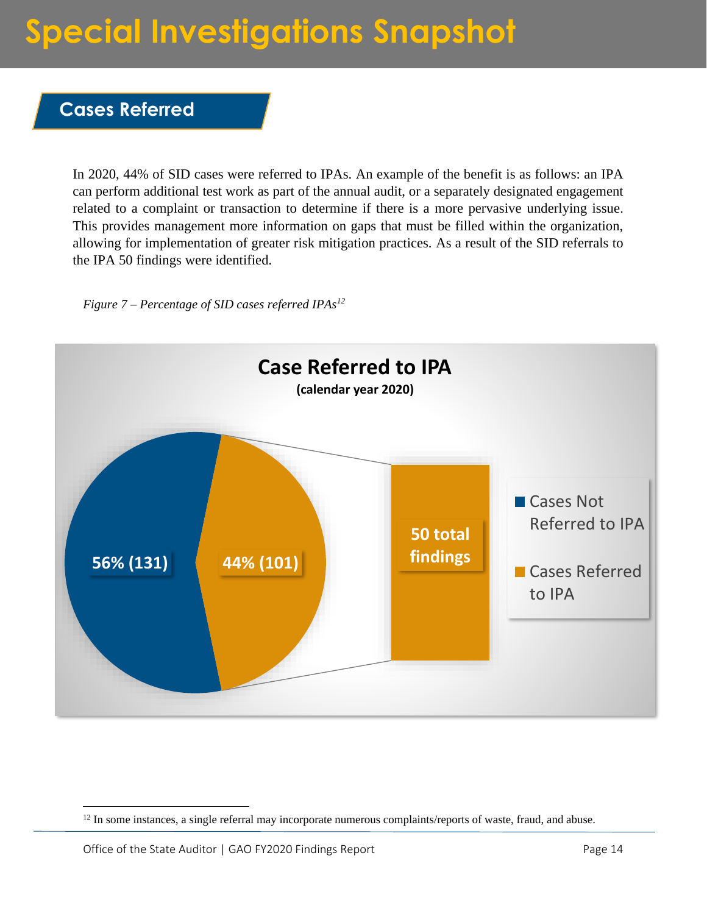# Special Investigations Snapshot

## Cases Referred

In 2020, 44% of SID cases were referred to IPAs. An example of the benefit is as follows: an IPA can perform additional test work as part of the annual audit, or a separately designated engagement related to a complaint or transaction to determine if there is a more pervasive underlying issue. This provides management more information on gaps that must be filled within the organization, allowing for implementation of greater risk mitigation practices. As a result of the SID referrals to the IPA 50 findings were identified.

*Figure 7 – Percentage of SID cases referred IPAs*[12]

**Case Referred to IPA**
**(calendar year 2020)**

| Category | Percentage (Count) |
|---|---|
| Cases Not Referred to IPA | 56% (131) |
| Cases Referred to IPA | 44% (101) |

Cases Referred to IPA: 50 total findings

[12] In some instances, a single referral may incorporate numerous complaints/reports of waste, fraud, and abuse.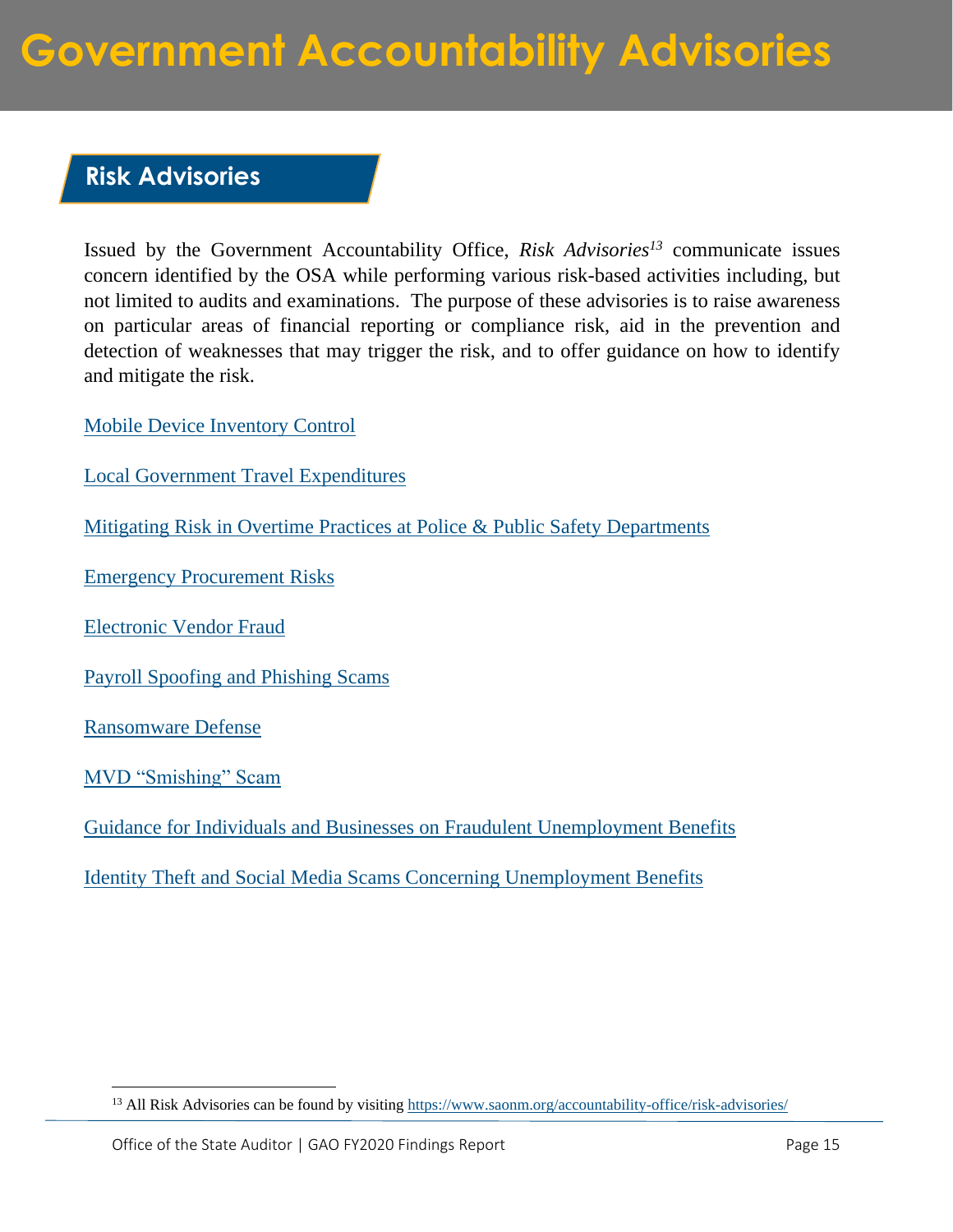# Government Accountability Advisories

## Risk Advisories

Issued by the Government Accountability Office, *Risk Advisories*[13] communicate issues concern identified by the OSA while performing various risk-based activities including, but not limited to audits and examinations. The purpose of these advisories is to raise awareness on particular areas of financial reporting or compliance risk, aid in the prevention and detection of weaknesses that may trigger the risk, and to offer guidance on how to identify and mitigate the risk.

Mobile Device Inventory Control

Local Government Travel Expenditures

Mitigating Risk in Overtime Practices at Police & Public Safety Departments

Emergency Procurement Risks

Electronic Vendor Fraud

Payroll Spoofing and Phishing Scams

Ransomware Defense

MVD “Smishing” Scam

Guidance for Individuals and Businesses on Fraudulent Unemployment Benefits

Identity Theft and Social Media Scams Concerning Unemployment Benefits

[13] All Risk Advisories can be found by visiting https://www.saonm.org/accountability-office/risk-advisories/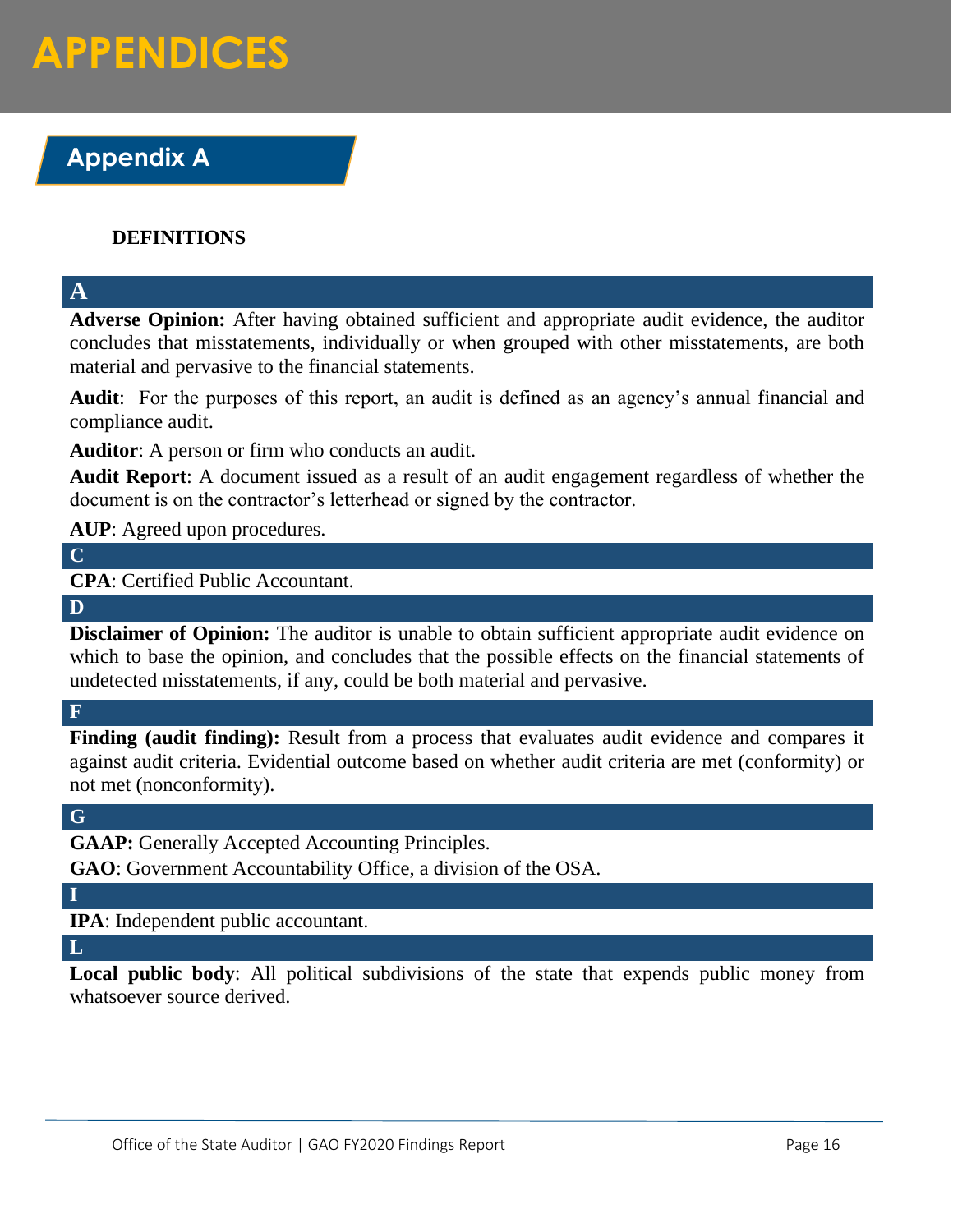# APPENDICES

## Appendix A

**DEFINITIONS**

### A

**Adverse Opinion:** After having obtained sufficient and appropriate audit evidence, the auditor concludes that misstatements, individually or when grouped with other misstatements, are both material and pervasive to the financial statements.

**Audit**: For the purposes of this report, an audit is defined as an agency's annual financial and compliance audit.

**Auditor**: A person or firm who conducts an audit.

**Audit Report**: A document issued as a result of an audit engagement regardless of whether the document is on the contractor's letterhead or signed by the contractor.

**AUP**: Agreed upon procedures.

### C

**CPA**: Certified Public Accountant.

### D

**Disclaimer of Opinion:** The auditor is unable to obtain sufficient appropriate audit evidence on which to base the opinion, and concludes that the possible effects on the financial statements of undetected misstatements, if any, could be both material and pervasive.

### F

**Finding (audit finding):** Result from a process that evaluates audit evidence and compares it against audit criteria. Evidential outcome based on whether audit criteria are met (conformity) or not met (nonconformity).

### G

**GAAP:** Generally Accepted Accounting Principles.

**GAO**: Government Accountability Office, a division of the OSA.

### I

**IPA**: Independent public accountant.

### L

**Local public body**: All political subdivisions of the state that expends public money from whatsoever source derived.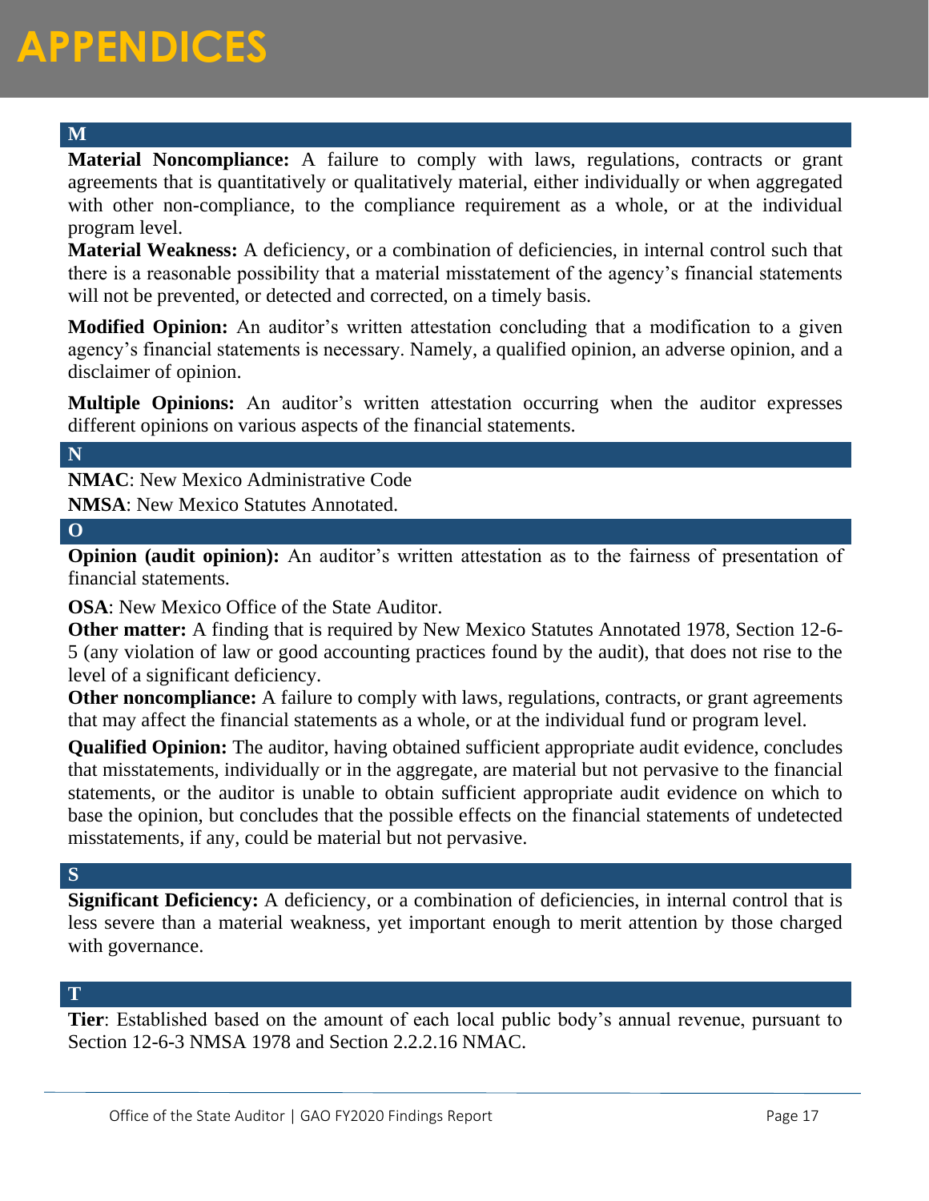# APPENDICES

## M

**Material Noncompliance:** A failure to comply with laws, regulations, contracts or grant agreements that is quantitatively or qualitatively material, either individually or when aggregated with other non-compliance, to the compliance requirement as a whole, or at the individual program level.

**Material Weakness:** A deficiency, or a combination of deficiencies, in internal control such that there is a reasonable possibility that a material misstatement of the agency's financial statements will not be prevented, or detected and corrected, on a timely basis.

**Modified Opinion:** An auditor's written attestation concluding that a modification to a given agency's financial statements is necessary. Namely, a qualified opinion, an adverse opinion, and a disclaimer of opinion.

**Multiple Opinions:** An auditor's written attestation occurring when the auditor expresses different opinions on various aspects of the financial statements.

## N

**NMAC**: New Mexico Administrative Code

**NMSA**: New Mexico Statutes Annotated.

## O

**Opinion (audit opinion):** An auditor's written attestation as to the fairness of presentation of financial statements.

**OSA**: New Mexico Office of the State Auditor.

**Other matter:** A finding that is required by New Mexico Statutes Annotated 1978, Section 12-6-5 (any violation of law or good accounting practices found by the audit), that does not rise to the level of a significant deficiency.

**Other noncompliance:** A failure to comply with laws, regulations, contracts, or grant agreements that may affect the financial statements as a whole, or at the individual fund or program level.

**Qualified Opinion:** The auditor, having obtained sufficient appropriate audit evidence, concludes that misstatements, individually or in the aggregate, are material but not pervasive to the financial statements, or the auditor is unable to obtain sufficient appropriate audit evidence on which to base the opinion, but concludes that the possible effects on the financial statements of undetected misstatements, if any, could be material but not pervasive.

## S

**Significant Deficiency:** A deficiency, or a combination of deficiencies, in internal control that is less severe than a material weakness, yet important enough to merit attention by those charged with governance.

## T

**Tier**: Established based on the amount of each local public body's annual revenue, pursuant to Section 12-6-3 NMSA 1978 and Section 2.2.2.16 NMAC.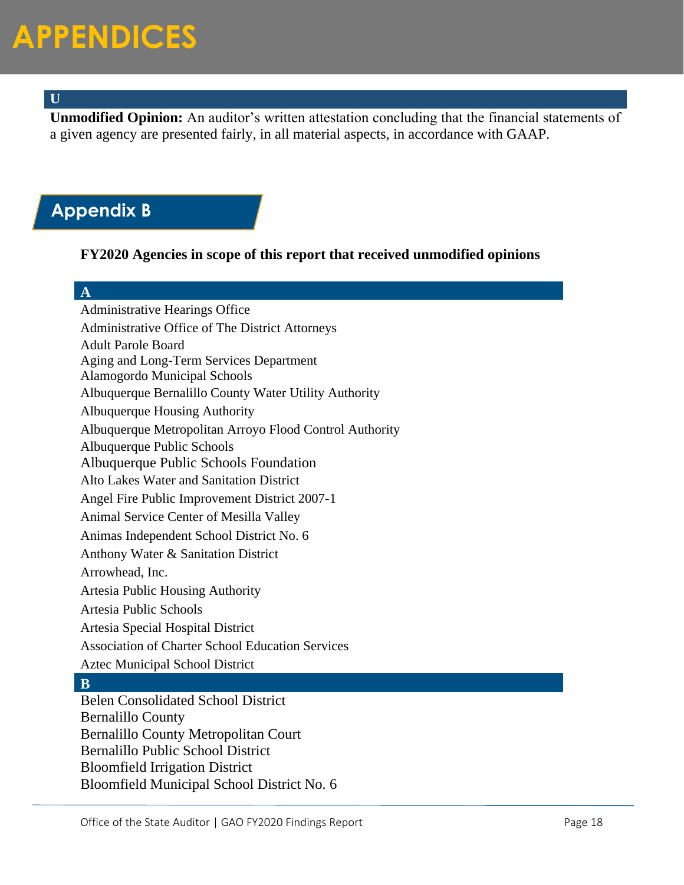# APPENDICES

### U

**Unmodified Opinion:** An auditor's written attestation concluding that the financial statements of a given agency are presented fairly, in all material aspects, in accordance with GAAP.

## Appendix B

**FY2020 Agencies in scope of this report that received unmodified opinions**

### A

Administrative Hearings Office
Administrative Office of The District Attorneys
Adult Parole Board
Aging and Long-Term Services Department
Alamogordo Municipal Schools
Albuquerque Bernalillo County Water Utility Authority
Albuquerque Housing Authority
Albuquerque Metropolitan Arroyo Flood Control Authority
Albuquerque Public Schools
Albuquerque Public Schools Foundation
Alto Lakes Water and Sanitation District
Angel Fire Public Improvement District 2007-1
Animal Service Center of Mesilla Valley
Animas Independent School District No. 6
Anthony Water & Sanitation District
Arrowhead, Inc.
Artesia Public Housing Authority
Artesia Public Schools
Artesia Special Hospital District
Association of Charter School Education Services
Aztec Municipal School District

### B

Belen Consolidated School District
Bernalillo County
Bernalillo County Metropolitan Court
Bernalillo Public School District
Bloomfield Irrigation District
Bloomfield Municipal School District No. 6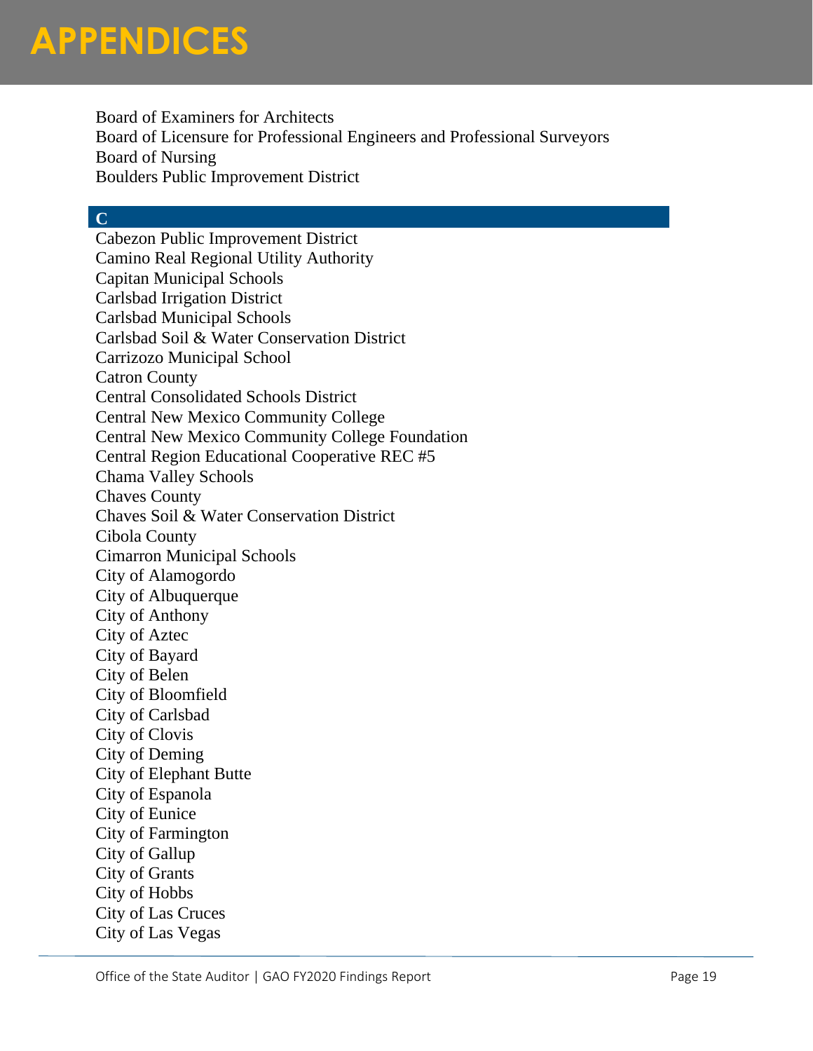# APPENDICES

Board of Examiners for Architects
Board of Licensure for Professional Engineers and Professional Surveyors
Board of Nursing
Boulders Public Improvement District

## C

Cabezon Public Improvement District
Camino Real Regional Utility Authority
Capitan Municipal Schools
Carlsbad Irrigation District
Carlsbad Municipal Schools
Carlsbad Soil & Water Conservation District
Carrizozo Municipal School
Catron County
Central Consolidated Schools District
Central New Mexico Community College
Central New Mexico Community College Foundation
Central Region Educational Cooperative REC #5
Chama Valley Schools
Chaves County
Chaves Soil & Water Conservation District
Cibola County
Cimarron Municipal Schools
City of Alamogordo
City of Albuquerque
City of Anthony
City of Aztec
City of Bayard
City of Belen
City of Bloomfield
City of Carlsbad
City of Clovis
City of Deming
City of Elephant Butte
City of Espanola
City of Eunice
City of Farmington
City of Gallup
City of Grants
City of Hobbs
City of Las Cruces
City of Las Vegas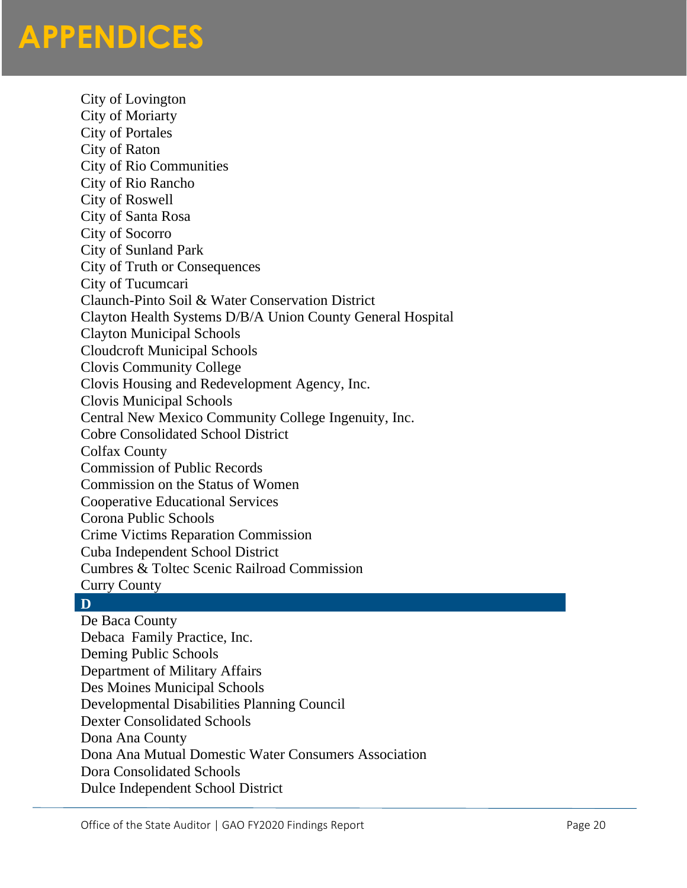# APPENDICES

City of Lovington
City of Moriarty
City of Portales
City of Raton
City of Rio Communities
City of Rio Rancho
City of Roswell
City of Santa Rosa
City of Socorro
City of Sunland Park
City of Truth or Consequences
City of Tucumcari
Claunch-Pinto Soil & Water Conservation District
Clayton Health Systems D/B/A Union County General Hospital
Clayton Municipal Schools
Cloudcroft Municipal Schools
Clovis Community College
Clovis Housing and Redevelopment Agency, Inc.
Clovis Municipal Schools
Central New Mexico Community College Ingenuity, Inc.
Cobre Consolidated School District
Colfax County
Commission of Public Records
Commission on the Status of Women
Cooperative Educational Services
Corona Public Schools
Crime Victims Reparation Commission
Cuba Independent School District
Cumbres & Toltec Scenic Railroad Commission
Curry County

## D

De Baca County
Debaca  Family Practice, Inc.
Deming Public Schools
Department of Military Affairs
Des Moines Municipal Schools
Developmental Disabilities Planning Council
Dexter Consolidated Schools
Dona Ana County
Dona Ana Mutual Domestic Water Consumers Association
Dora Consolidated Schools
Dulce Independent School District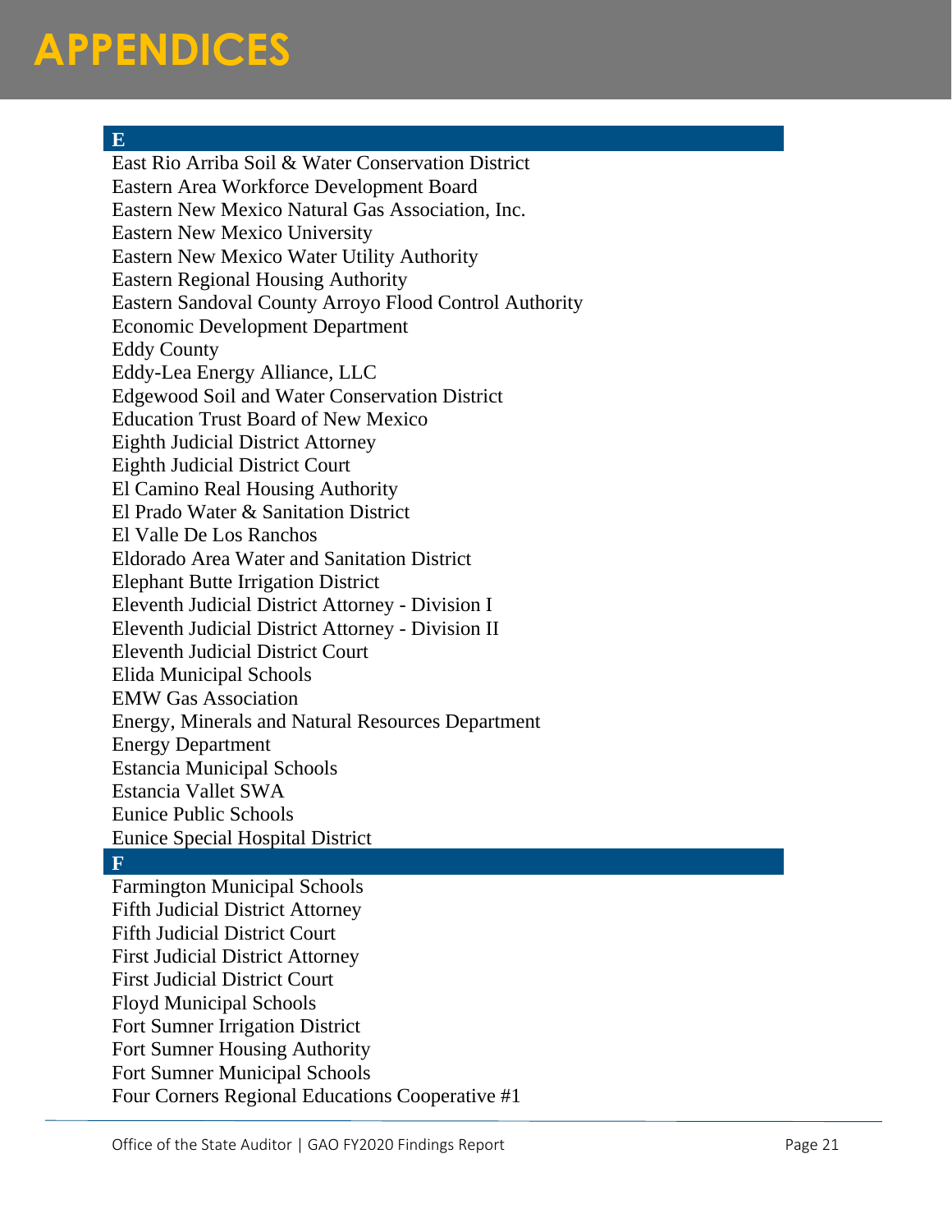# APPENDICES

## E

East Rio Arriba Soil & Water Conservation District
Eastern Area Workforce Development Board
Eastern New Mexico Natural Gas Association, Inc.
Eastern New Mexico University
Eastern New Mexico Water Utility Authority
Eastern Regional Housing Authority
Eastern Sandoval County Arroyo Flood Control Authority
Economic Development Department
Eddy County
Eddy-Lea Energy Alliance, LLC
Edgewood Soil and Water Conservation District
Education Trust Board of New Mexico
Eighth Judicial District Attorney
Eighth Judicial District Court
El Camino Real Housing Authority
El Prado Water & Sanitation District
El Valle De Los Ranchos
Eldorado Area Water and Sanitation District
Elephant Butte Irrigation District
Eleventh Judicial District Attorney - Division I
Eleventh Judicial District Attorney - Division II
Eleventh Judicial District Court
Elida Municipal Schools
EMW Gas Association
Energy, Minerals and Natural Resources Department
Energy Department
Estancia Municipal Schools
Estancia Vallet SWA
Eunice Public Schools
Eunice Special Hospital District

## F

Farmington Municipal Schools
Fifth Judicial District Attorney
Fifth Judicial District Court
First Judicial District Attorney
First Judicial District Court
Floyd Municipal Schools
Fort Sumner Irrigation District
Fort Sumner Housing Authority
Fort Sumner Municipal Schools
Four Corners Regional Educations Cooperative #1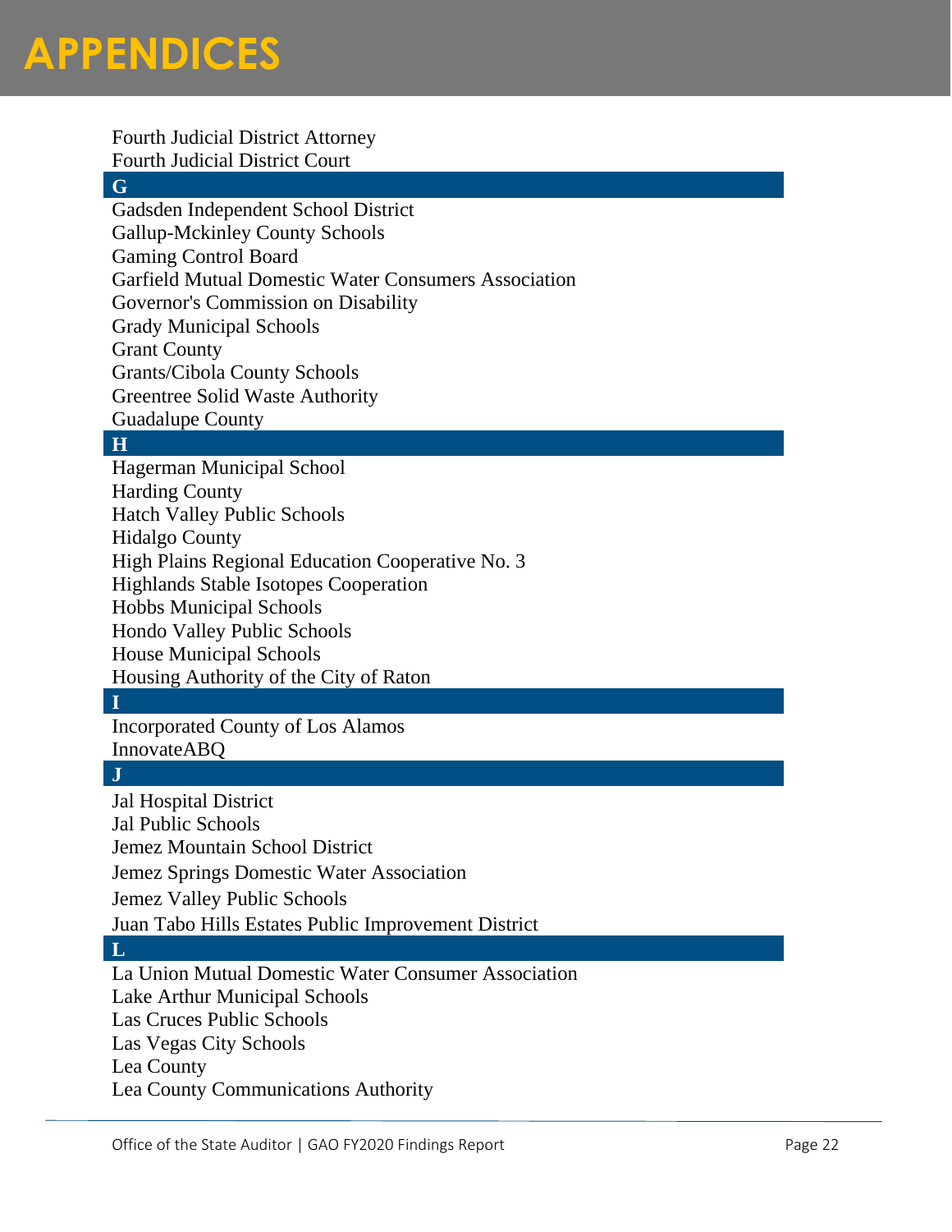# APPENDICES

Fourth Judicial District Attorney
Fourth Judicial District Court

### G

Gadsden Independent School District
Gallup-Mckinley County Schools
Gaming Control Board
Garfield Mutual Domestic Water Consumers Association
Governor's Commission on Disability
Grady Municipal Schools
Grant County
Grants/Cibola County Schools
Greentree Solid Waste Authority
Guadalupe County

### H

Hagerman Municipal School
Harding County
Hatch Valley Public Schools
Hidalgo County
High Plains Regional Education Cooperative No. 3
Highlands Stable Isotopes Cooperation
Hobbs Municipal Schools
Hondo Valley Public Schools
House Municipal Schools
Housing Authority of the City of Raton

### I

Incorporated County of Los Alamos
InnovateABQ

### J

Jal Hospital District
Jal Public Schools
Jemez Mountain School District
Jemez Springs Domestic Water Association
Jemez Valley Public Schools
Juan Tabo Hills Estates Public Improvement District

### L

La Union Mutual Domestic Water Consumer Association
Lake Arthur Municipal Schools
Las Cruces Public Schools
Las Vegas City Schools
Lea County
Lea County Communications Authority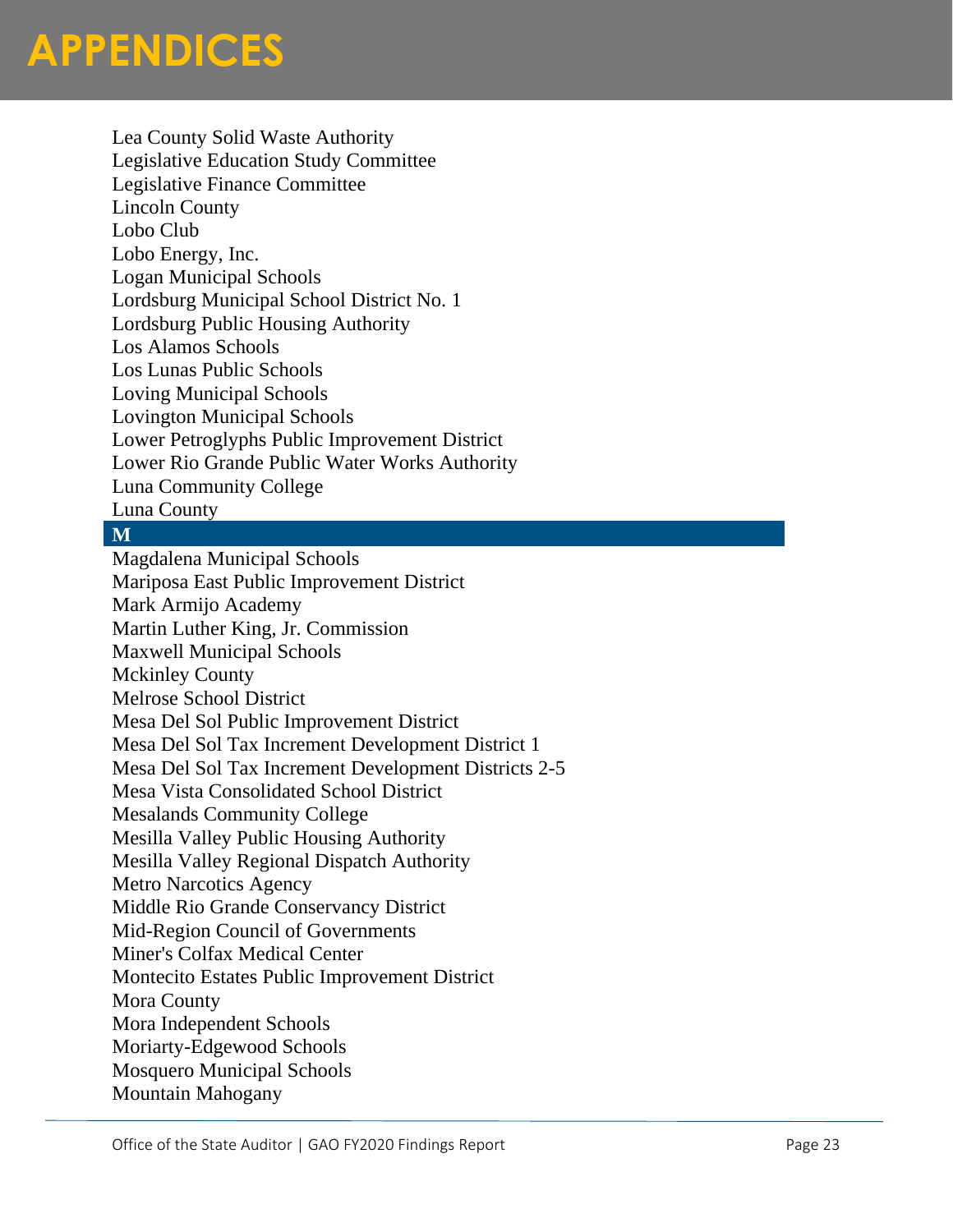# APPENDICES

Lea County Solid Waste Authority
Legislative Education Study Committee
Legislative Finance Committee
Lincoln County
Lobo Club
Lobo Energy, Inc.
Logan Municipal Schools
Lordsburg Municipal School District No. 1
Lordsburg Public Housing Authority
Los Alamos Schools
Los Lunas Public Schools
Loving Municipal Schools
Lovington Municipal Schools
Lower Petroglyphs Public Improvement District
Lower Rio Grande Public Water Works Authority
Luna Community College
Luna County

**M**

Magdalena Municipal Schools
Mariposa East Public Improvement District
Mark Armijo Academy
Martin Luther King, Jr. Commission
Maxwell Municipal Schools
Mckinley County
Melrose School District
Mesa Del Sol Public Improvement District
Mesa Del Sol Tax Increment Development District 1
Mesa Del Sol Tax Increment Development Districts 2-5
Mesa Vista Consolidated School District
Mesalands Community College
Mesilla Valley Public Housing Authority
Mesilla Valley Regional Dispatch Authority
Metro Narcotics Agency
Middle Rio Grande Conservancy District
Mid-Region Council of Governments
Miner's Colfax Medical Center
Montecito Estates Public Improvement District
Mora County
Mora Independent Schools
Moriarty-Edgewood Schools
Mosquero Municipal Schools
Mountain Mahogany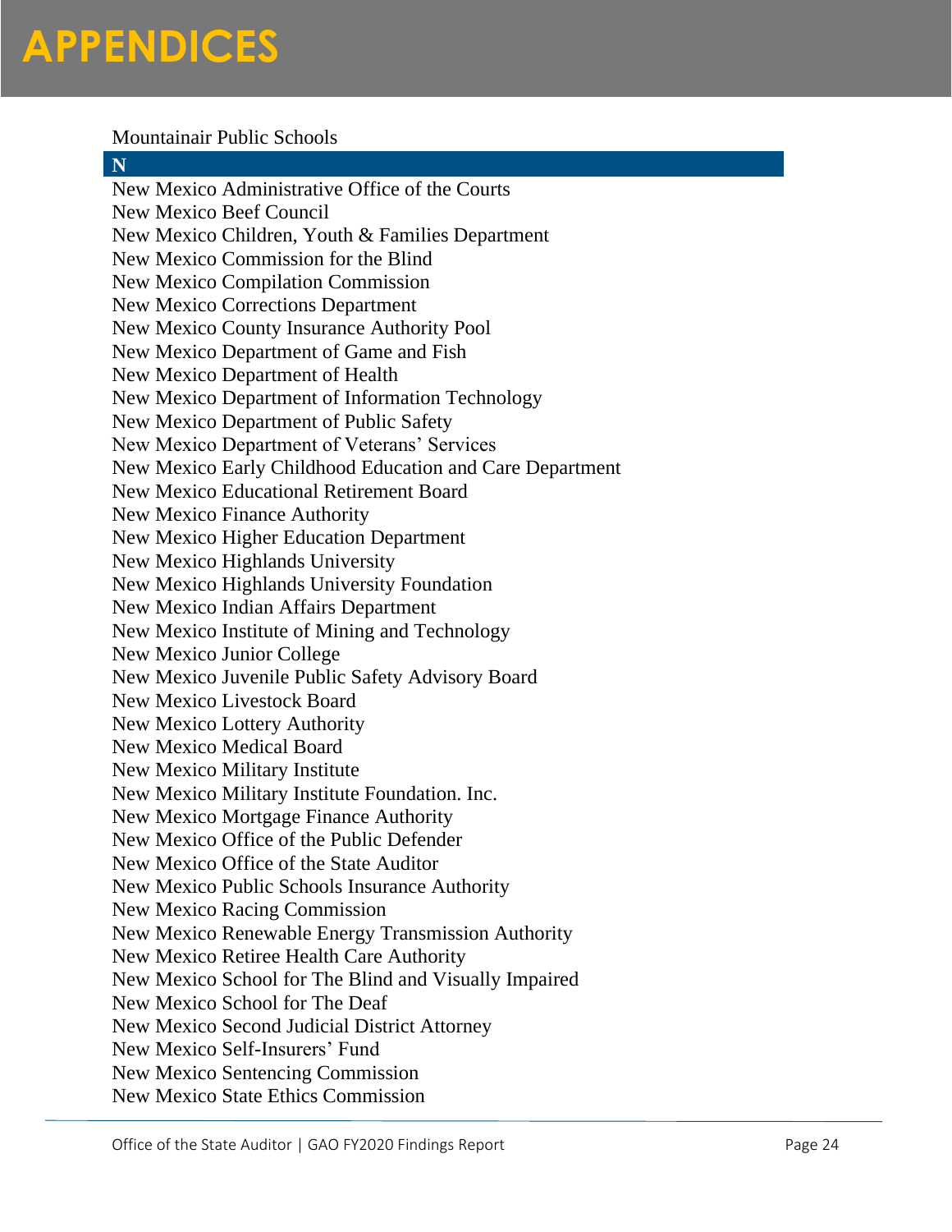# APPENDICES

Mountainair Public Schools

**N**

New Mexico Administrative Office of the Courts
New Mexico Beef Council
New Mexico Children, Youth & Families Department
New Mexico Commission for the Blind
New Mexico Compilation Commission
New Mexico Corrections Department
New Mexico County Insurance Authority Pool
New Mexico Department of Game and Fish
New Mexico Department of Health
New Mexico Department of Information Technology
New Mexico Department of Public Safety
New Mexico Department of Veterans' Services
New Mexico Early Childhood Education and Care Department
New Mexico Educational Retirement Board
New Mexico Finance Authority
New Mexico Higher Education Department
New Mexico Highlands University
New Mexico Highlands University Foundation
New Mexico Indian Affairs Department
New Mexico Institute of Mining and Technology
New Mexico Junior College
New Mexico Juvenile Public Safety Advisory Board
New Mexico Livestock Board
New Mexico Lottery Authority
New Mexico Medical Board
New Mexico Military Institute
New Mexico Military Institute Foundation. Inc.
New Mexico Mortgage Finance Authority
New Mexico Office of the Public Defender
New Mexico Office of the State Auditor
New Mexico Public Schools Insurance Authority
New Mexico Racing Commission
New Mexico Renewable Energy Transmission Authority
New Mexico Retiree Health Care Authority
New Mexico School for The Blind and Visually Impaired
New Mexico School for The Deaf
New Mexico Second Judicial District Attorney
New Mexico Self-Insurers' Fund
New Mexico Sentencing Commission
New Mexico State Ethics Commission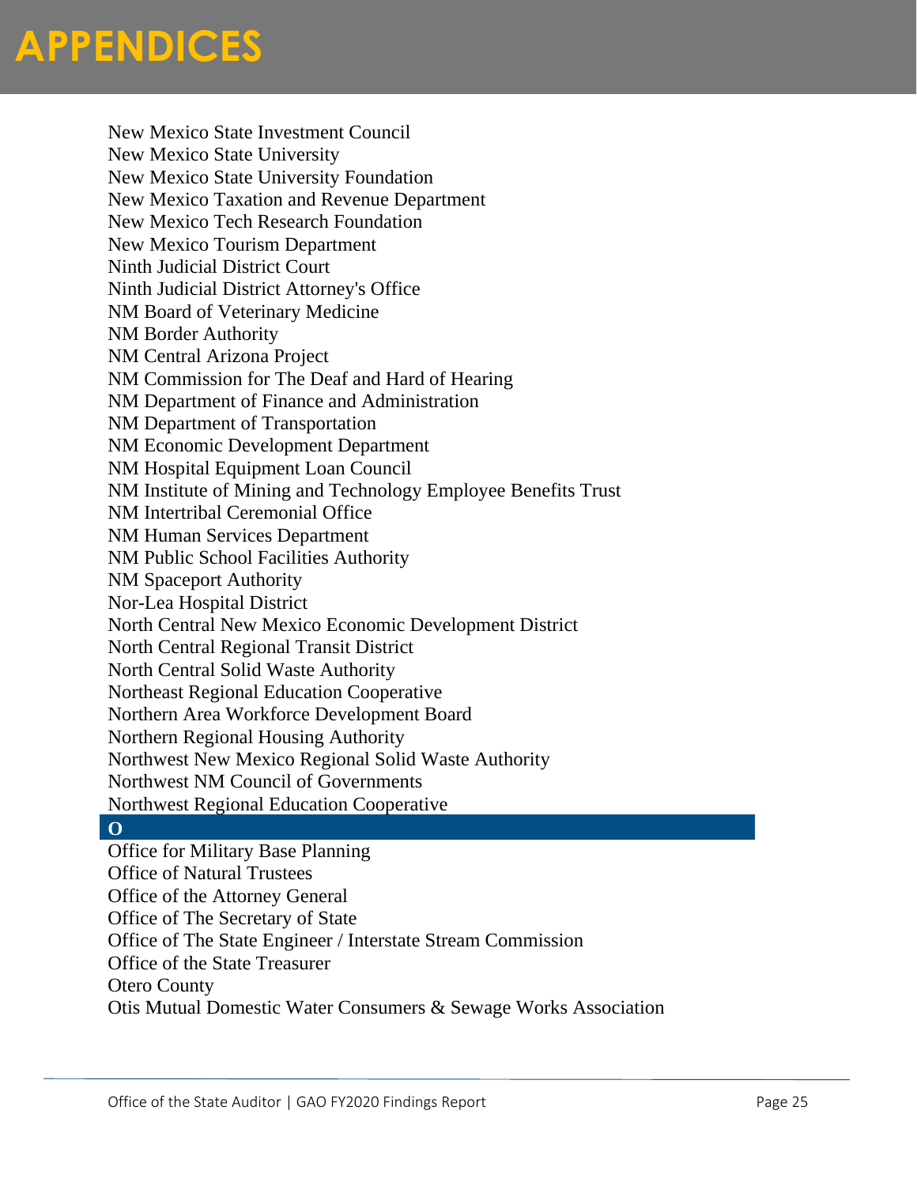# APPENDICES

New Mexico State Investment Council
New Mexico State University
New Mexico State University Foundation
New Mexico Taxation and Revenue Department
New Mexico Tech Research Foundation
New Mexico Tourism Department
Ninth Judicial District Court
Ninth Judicial District Attorney's Office
NM Board of Veterinary Medicine
NM Border Authority
NM Central Arizona Project
NM Commission for The Deaf and Hard of Hearing
NM Department of Finance and Administration
NM Department of Transportation
NM Economic Development Department
NM Hospital Equipment Loan Council
NM Institute of Mining and Technology Employee Benefits Trust
NM Intertribal Ceremonial Office
NM Human Services Department
NM Public School Facilities Authority
NM Spaceport Authority
Nor-Lea Hospital District
North Central New Mexico Economic Development District
North Central Regional Transit District
North Central Solid Waste Authority
Northeast Regional Education Cooperative
Northern Area Workforce Development Board
Northern Regional Housing Authority
Northwest New Mexico Regional Solid Waste Authority
Northwest NM Council of Governments
Northwest Regional Education Cooperative

**O**

Office for Military Base Planning
Office of Natural Trustees
Office of the Attorney General
Office of The Secretary of State
Office of The State Engineer / Interstate Stream Commission
Office of the State Treasurer
Otero County
Otis Mutual Domestic Water Consumers & Sewage Works Association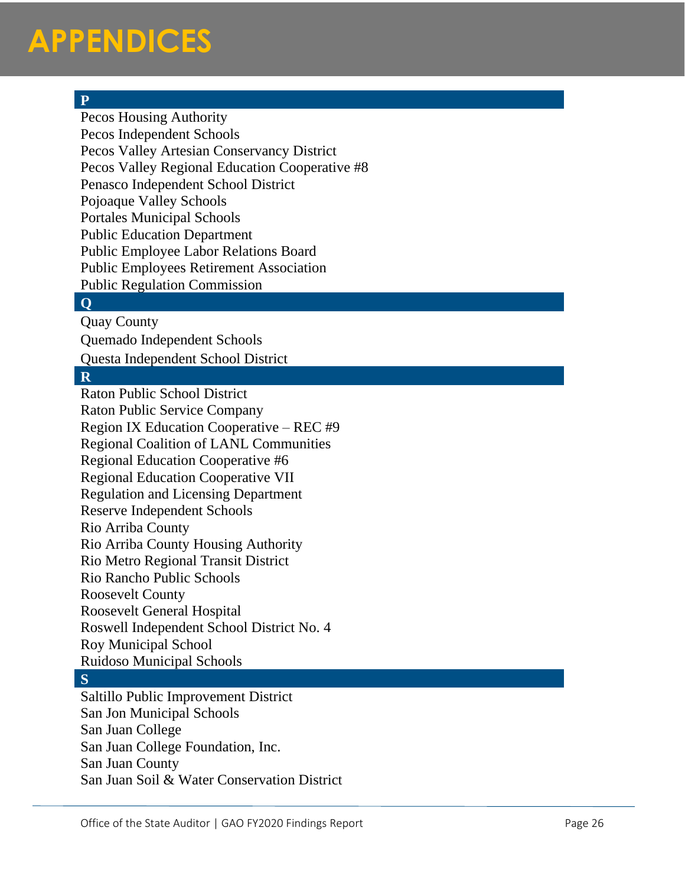# APPENDICES

## P

Pecos Housing Authority
Pecos Independent Schools
Pecos Valley Artesian Conservancy District
Pecos Valley Regional Education Cooperative #8
Penasco Independent School District
Pojoaque Valley Schools
Portales Municipal Schools
Public Education Department
Public Employee Labor Relations Board
Public Employees Retirement Association
Public Regulation Commission

## Q

Quay County
Quemado Independent Schools
Questa Independent School District

## R

Raton Public School District
Raton Public Service Company
Region IX Education Cooperative – REC #9
Regional Coalition of LANL Communities
Regional Education Cooperative #6
Regional Education Cooperative VII
Regulation and Licensing Department
Reserve Independent Schools
Rio Arriba County
Rio Arriba County Housing Authority
Rio Metro Regional Transit District
Rio Rancho Public Schools
Roosevelt County
Roosevelt General Hospital
Roswell Independent School District No. 4
Roy Municipal School
Ruidoso Municipal Schools

## S

Saltillo Public Improvement District
San Jon Municipal Schools
San Juan College
San Juan College Foundation, Inc.
San Juan County
San Juan Soil & Water Conservation District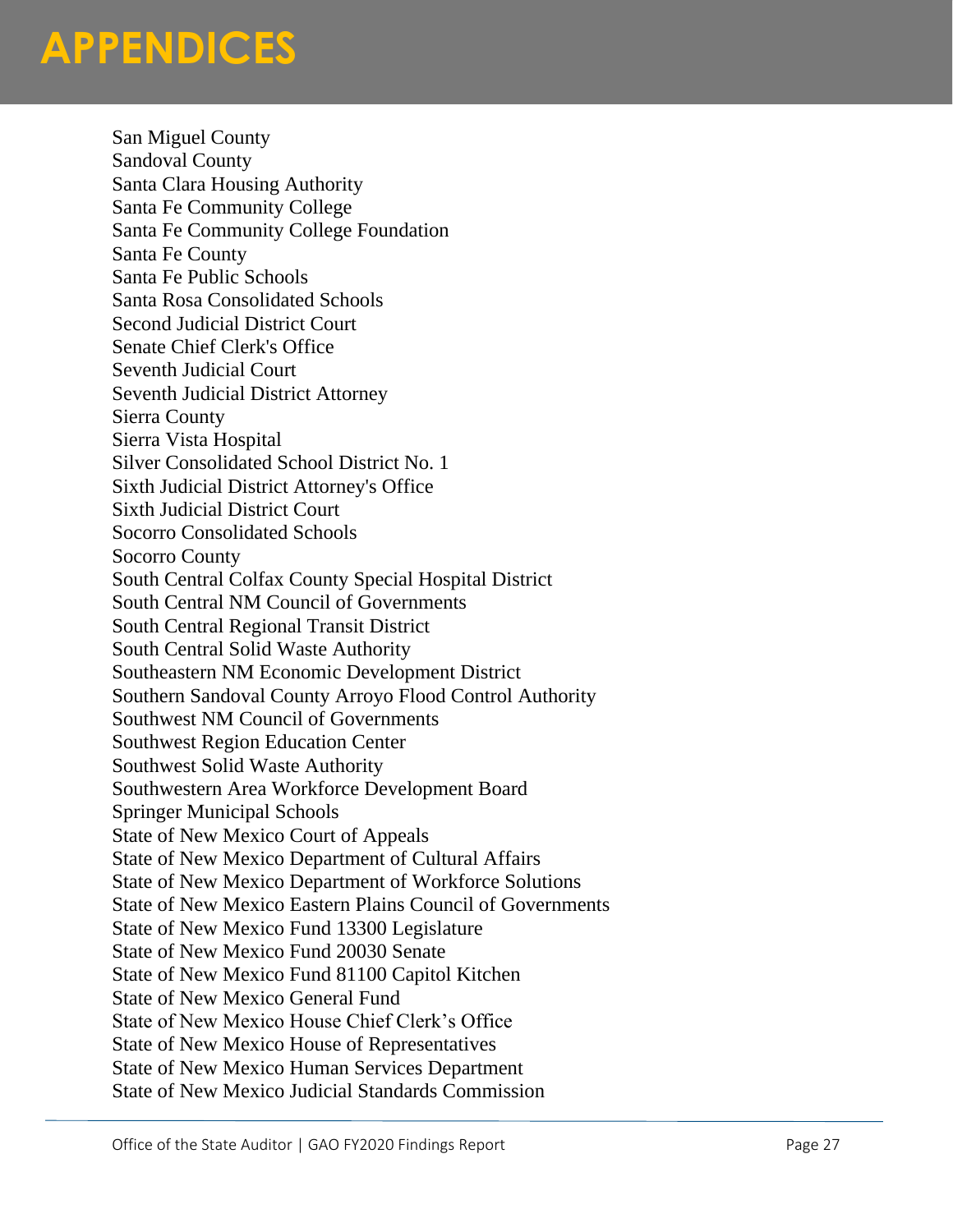# APPENDICES

San Miguel County
Sandoval County
Santa Clara Housing Authority
Santa Fe Community College
Santa Fe Community College Foundation
Santa Fe County
Santa Fe Public Schools
Santa Rosa Consolidated Schools
Second Judicial District Court
Senate Chief Clerk's Office
Seventh Judicial Court
Seventh Judicial District Attorney
Sierra County
Sierra Vista Hospital
Silver Consolidated School District No. 1
Sixth Judicial District Attorney's Office
Sixth Judicial District Court
Socorro Consolidated Schools
Socorro County
South Central Colfax County Special Hospital District
South Central NM Council of Governments
South Central Regional Transit District
South Central Solid Waste Authority
Southeastern NM Economic Development District
Southern Sandoval County Arroyo Flood Control Authority
Southwest NM Council of Governments
Southwest Region Education Center
Southwest Solid Waste Authority
Southwestern Area Workforce Development Board
Springer Municipal Schools
State of New Mexico Court of Appeals
State of New Mexico Department of Cultural Affairs
State of New Mexico Department of Workforce Solutions
State of New Mexico Eastern Plains Council of Governments
State of New Mexico Fund 13300 Legislature
State of New Mexico Fund 20030 Senate
State of New Mexico Fund 81100 Capitol Kitchen
State of New Mexico General Fund
State of New Mexico House Chief Clerk's Office
State of New Mexico House of Representatives
State of New Mexico Human Services Department
State of New Mexico Judicial Standards Commission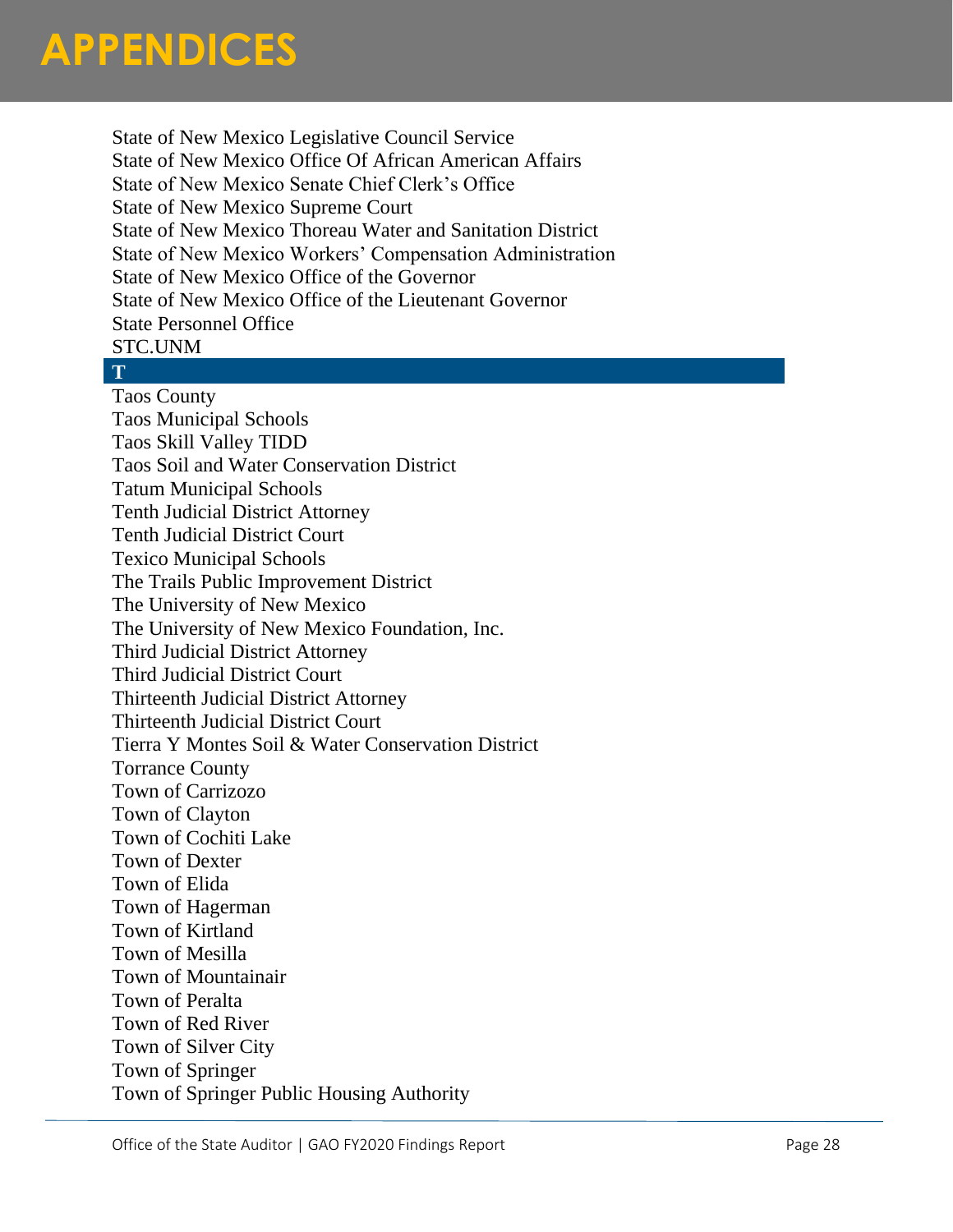# APPENDICES

State of New Mexico Legislative Council Service
State of New Mexico Office Of African American Affairs
State of New Mexico Senate Chief Clerk's Office
State of New Mexico Supreme Court
State of New Mexico Thoreau Water and Sanitation District
State of New Mexico Workers' Compensation Administration
State of New Mexico Office of the Governor
State of New Mexico Office of the Lieutenant Governor
State Personnel Office
STC.UNM

**T**

Taos County
Taos Municipal Schools
Taos Skill Valley TIDD
Taos Soil and Water Conservation District
Tatum Municipal Schools
Tenth Judicial District Attorney
Tenth Judicial District Court
Texico Municipal Schools
The Trails Public Improvement District
The University of New Mexico
The University of New Mexico Foundation, Inc.
Third Judicial District Attorney
Third Judicial District Court
Thirteenth Judicial District Attorney
Thirteenth Judicial District Court
Tierra Y Montes Soil & Water Conservation District
Torrance County
Town of Carrizozo
Town of Clayton
Town of Cochiti Lake
Town of Dexter
Town of Elida
Town of Hagerman
Town of Kirtland
Town of Mesilla
Town of Mountainair
Town of Peralta
Town of Red River
Town of Silver City
Town of Springer
Town of Springer Public Housing Authority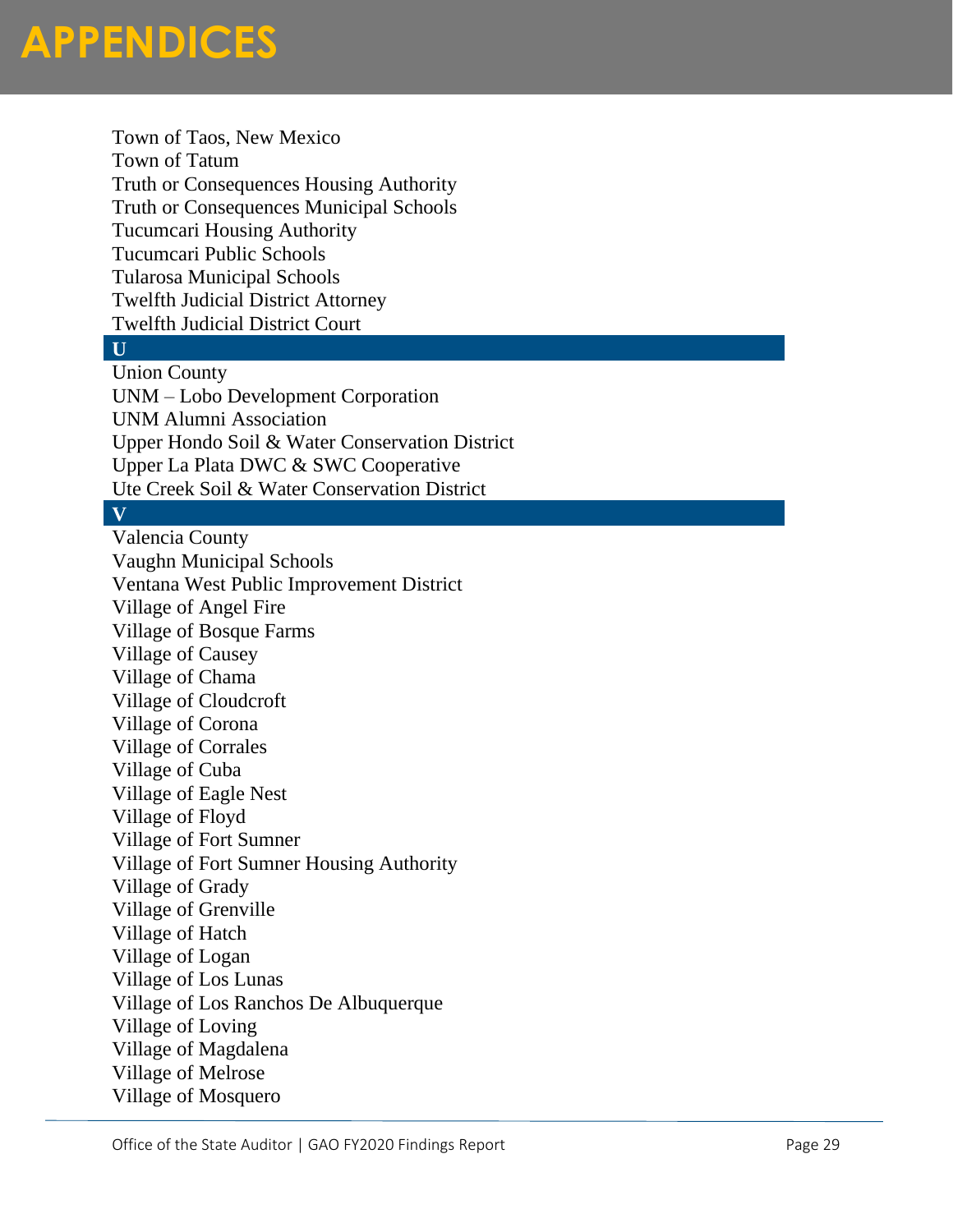# APPENDICES

Town of Taos, New Mexico
Town of Tatum
Truth or Consequences Housing Authority
Truth or Consequences Municipal Schools
Tucumcari Housing Authority
Tucumcari Public Schools
Tularosa Municipal Schools
Twelfth Judicial District Attorney
Twelfth Judicial District Court

**U**

Union County
UNM – Lobo Development Corporation
UNM Alumni Association
Upper Hondo Soil & Water Conservation District
Upper La Plata DWC & SWC Cooperative
Ute Creek Soil & Water Conservation District

**V**

Valencia County
Vaughn Municipal Schools
Ventana West Public Improvement District
Village of Angel Fire
Village of Bosque Farms
Village of Causey
Village of Chama
Village of Cloudcroft
Village of Corona
Village of Corrales
Village of Cuba
Village of Eagle Nest
Village of Floyd
Village of Fort Sumner
Village of Fort Sumner Housing Authority
Village of Grady
Village of Grenville
Village of Hatch
Village of Logan
Village of Los Lunas
Village of Los Ranchos De Albuquerque
Village of Loving
Village of Magdalena
Village of Melrose
Village of Mosquero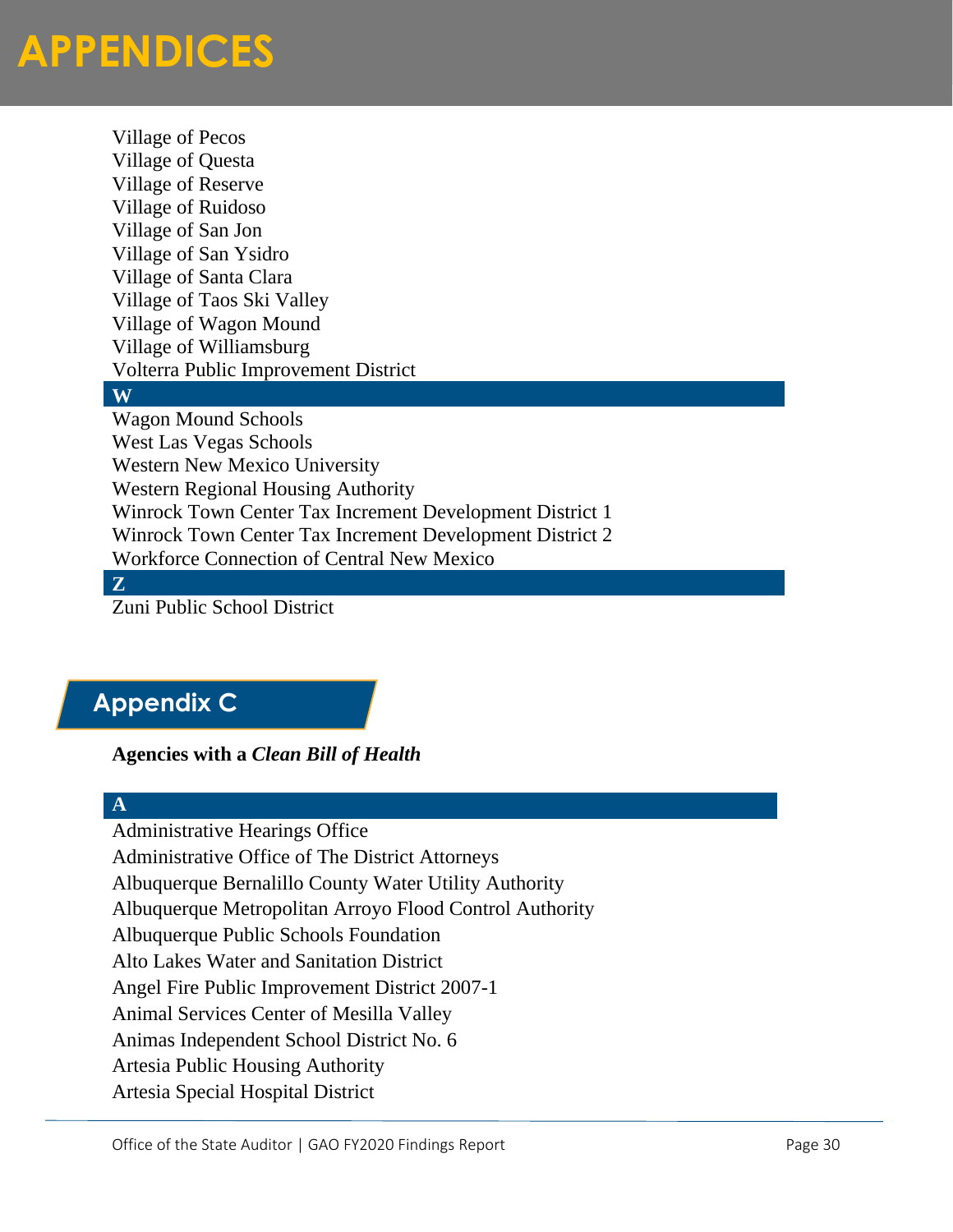# APPENDICES

Village of Pecos
Village of Questa
Village of Reserve
Village of Ruidoso
Village of San Jon
Village of San Ysidro
Village of Santa Clara
Village of Taos Ski Valley
Village of Wagon Mound
Village of Williamsburg
Volterra Public Improvement District

**W**

Wagon Mound Schools
West Las Vegas Schools
Western New Mexico University
Western Regional Housing Authority
Winrock Town Center Tax Increment Development District 1
Winrock Town Center Tax Increment Development District 2
Workforce Connection of Central New Mexico

**Z**

Zuni Public School District

## Appendix C

**Agencies with a *Clean Bill of Health***

**A**

Administrative Hearings Office
Administrative Office of The District Attorneys
Albuquerque Bernalillo County Water Utility Authority
Albuquerque Metropolitan Arroyo Flood Control Authority
Albuquerque Public Schools Foundation
Alto Lakes Water and Sanitation District
Angel Fire Public Improvement District 2007-1
Animal Services Center of Mesilla Valley
Animas Independent School District No. 6
Artesia Public Housing Authority
Artesia Special Hospital District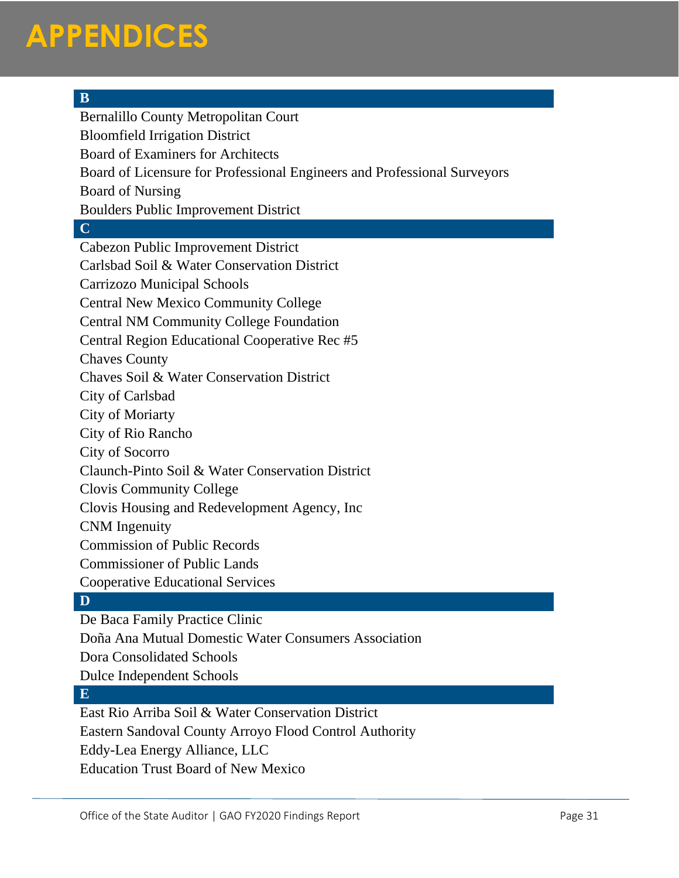# APPENDICES

## B

Bernalillo County Metropolitan Court
Bloomfield Irrigation District
Board of Examiners for Architects
Board of Licensure for Professional Engineers and Professional Surveyors
Board of Nursing
Boulders Public Improvement District

## C

Cabezon Public Improvement District
Carlsbad Soil & Water Conservation District
Carrizozo Municipal Schools
Central New Mexico Community College
Central NM Community College Foundation
Central Region Educational Cooperative Rec #5
Chaves County
Chaves Soil & Water Conservation District
City of Carlsbad
City of Moriarty
City of Rio Rancho
City of Socorro
Claunch-Pinto Soil & Water Conservation District
Clovis Community College
Clovis Housing and Redevelopment Agency, Inc
CNM Ingenuity
Commission of Public Records
Commissioner of Public Lands
Cooperative Educational Services

## D

De Baca Family Practice Clinic
Doña Ana Mutual Domestic Water Consumers Association
Dora Consolidated Schools
Dulce Independent Schools

## E

East Rio Arriba Soil & Water Conservation District
Eastern Sandoval County Arroyo Flood Control Authority
Eddy-Lea Energy Alliance, LLC
Education Trust Board of New Mexico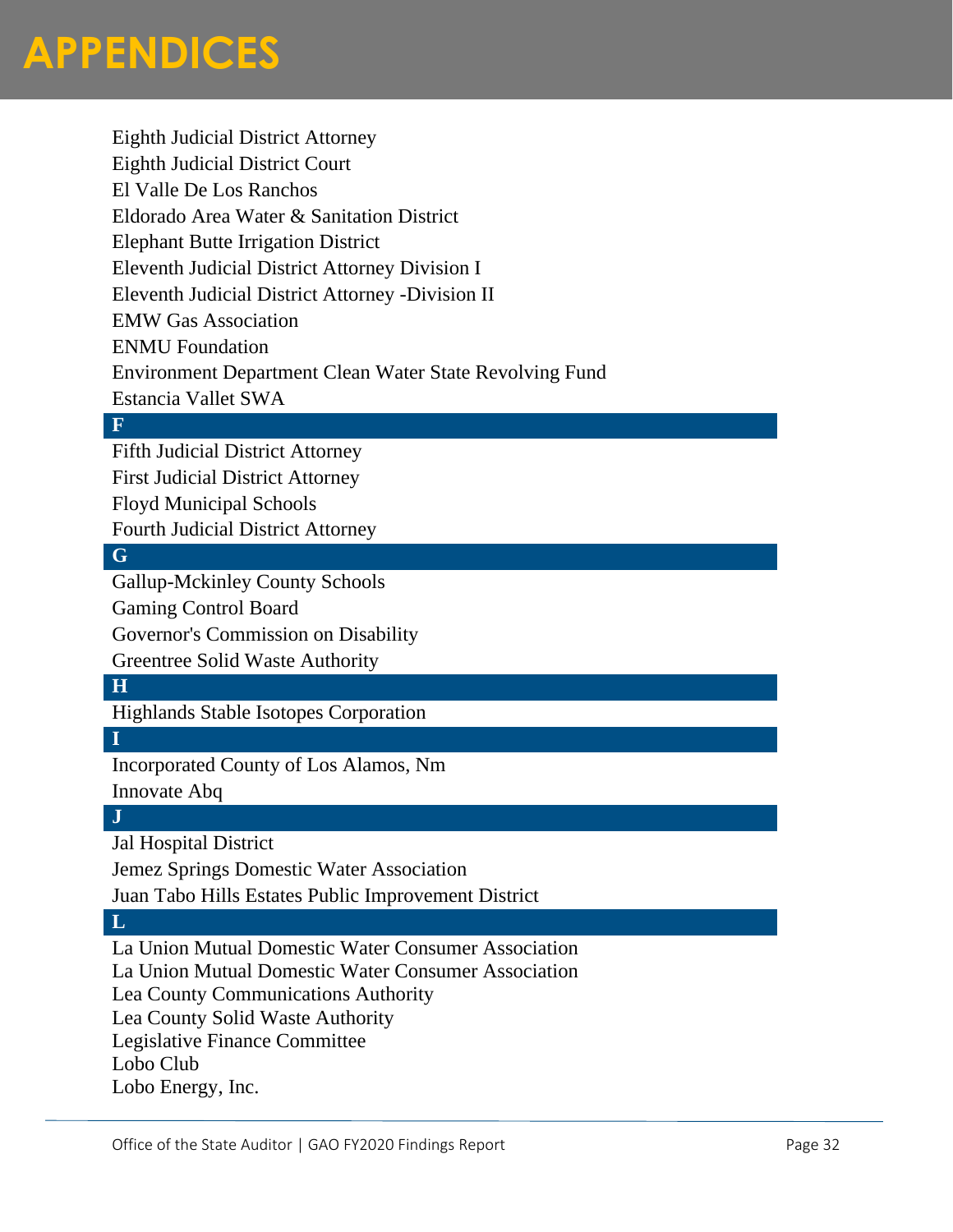# APPENDICES

Eighth Judicial District Attorney
Eighth Judicial District Court
El Valle De Los Ranchos
Eldorado Area Water & Sanitation District
Elephant Butte Irrigation District
Eleventh Judicial District Attorney Division I
Eleventh Judicial District Attorney -Division II
EMW Gas Association
ENMU Foundation
Environment Department Clean Water State Revolving Fund
Estancia Vallet SWA

**F**

Fifth Judicial District Attorney
First Judicial District Attorney
Floyd Municipal Schools
Fourth Judicial District Attorney

**G**

Gallup-Mckinley County Schools
Gaming Control Board
Governor's Commission on Disability
Greentree Solid Waste Authority

**H**

Highlands Stable Isotopes Corporation

**I**

Incorporated County of Los Alamos, Nm
Innovate Abq

**J**

Jal Hospital District
Jemez Springs Domestic Water Association
Juan Tabo Hills Estates Public Improvement District

**L**

La Union Mutual Domestic Water Consumer Association
La Union Mutual Domestic Water Consumer Association
Lea County Communications Authority
Lea County Solid Waste Authority
Legislative Finance Committee
Lobo Club
Lobo Energy, Inc.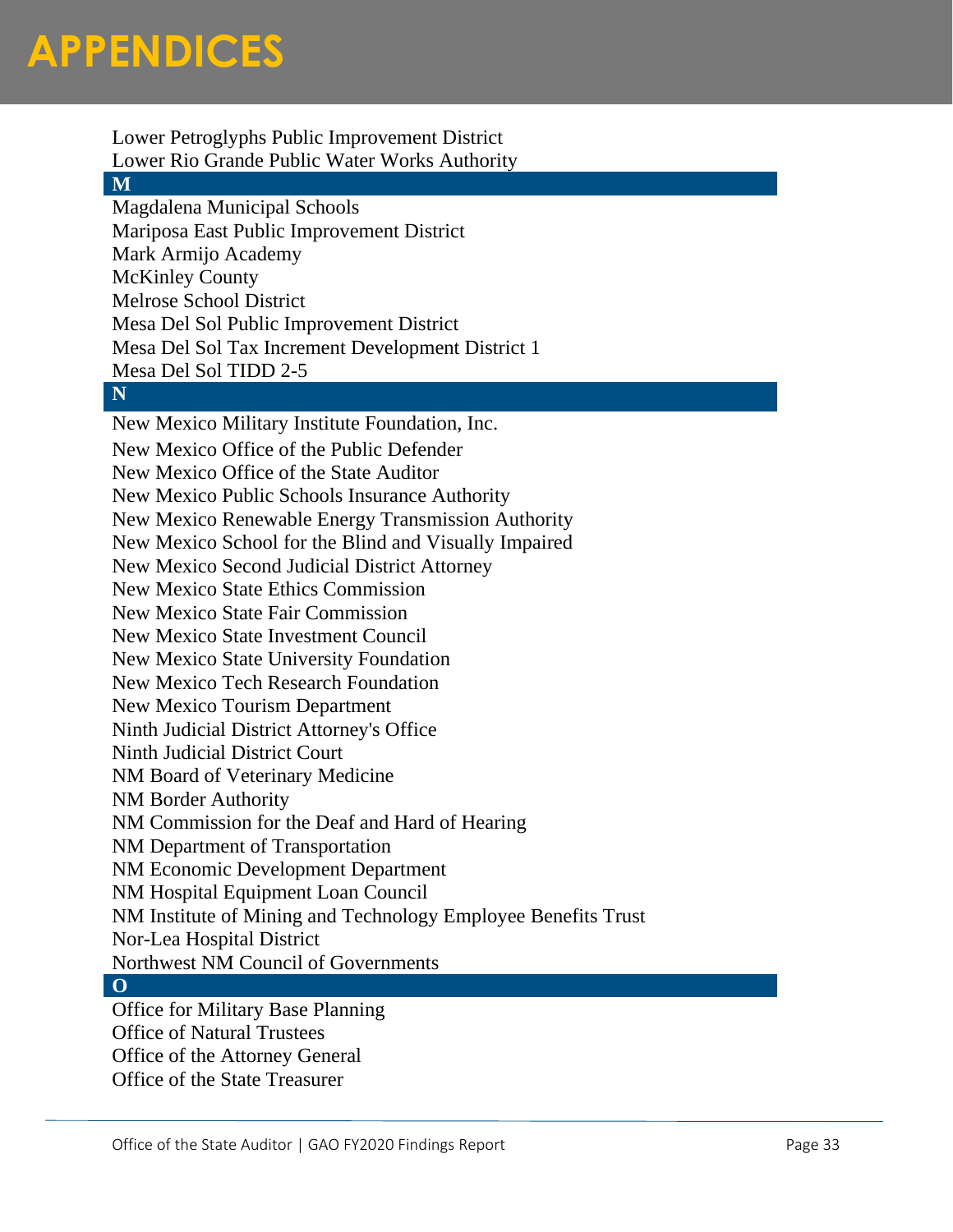# APPENDICES

Lower Petroglyphs Public Improvement District
Lower Rio Grande Public Water Works Authority

**M**

Magdalena Municipal Schools
Mariposa East Public Improvement District
Mark Armijo Academy
McKinley County
Melrose School District
Mesa Del Sol Public Improvement District
Mesa Del Sol Tax Increment Development District 1
Mesa Del Sol TIDD 2-5

**N**

New Mexico Military Institute Foundation, Inc.
New Mexico Office of the Public Defender
New Mexico Office of the State Auditor
New Mexico Public Schools Insurance Authority
New Mexico Renewable Energy Transmission Authority
New Mexico School for the Blind and Visually Impaired
New Mexico Second Judicial District Attorney
New Mexico State Ethics Commission
New Mexico State Fair Commission
New Mexico State Investment Council
New Mexico State University Foundation
New Mexico Tech Research Foundation
New Mexico Tourism Department
Ninth Judicial District Attorney's Office
Ninth Judicial District Court
NM Board of Veterinary Medicine
NM Border Authority
NM Commission for the Deaf and Hard of Hearing
NM Department of Transportation
NM Economic Development Department
NM Hospital Equipment Loan Council
NM Institute of Mining and Technology Employee Benefits Trust
Nor-Lea Hospital District
Northwest NM Council of Governments

**O**

Office for Military Base Planning
Office of Natural Trustees
Office of the Attorney General
Office of the State Treasurer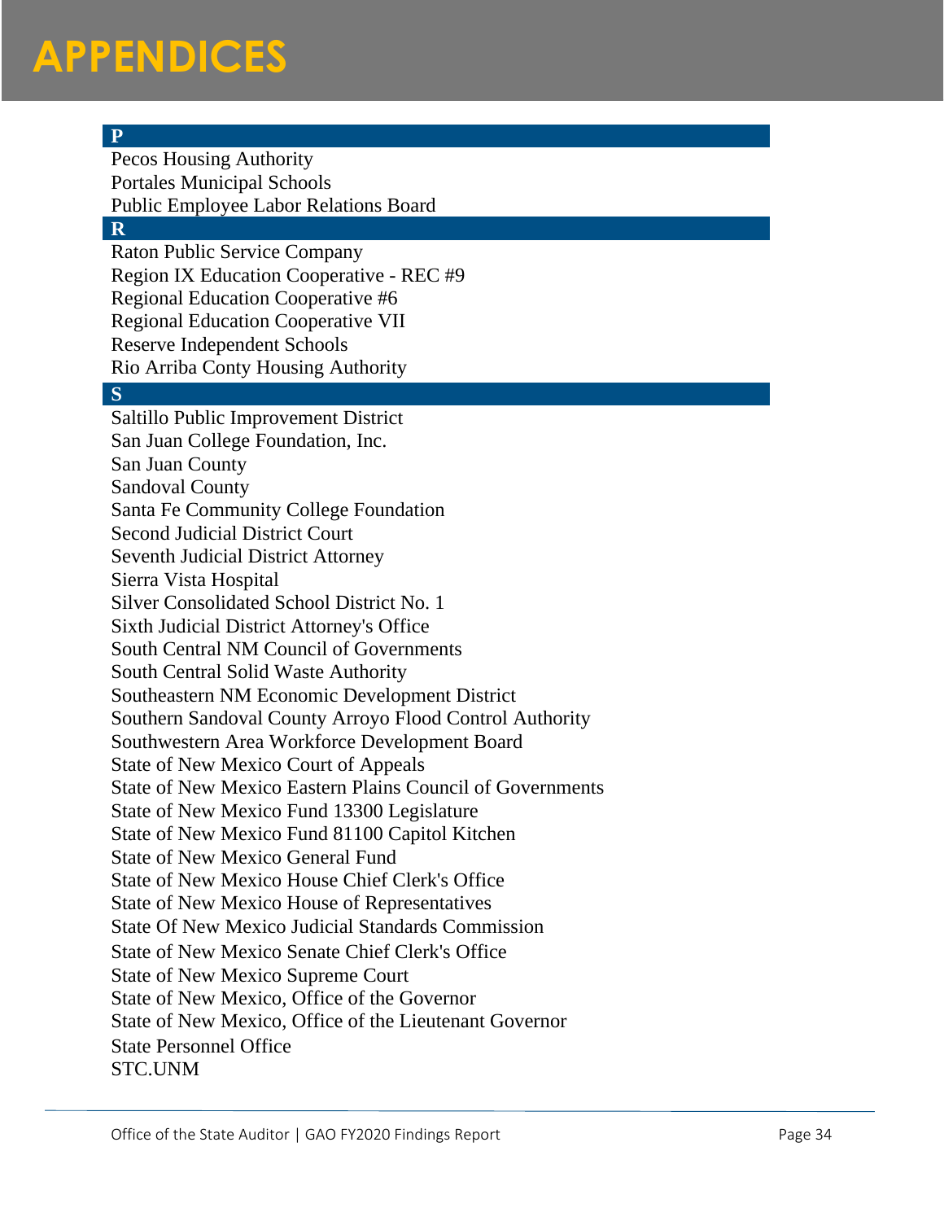# APPENDICES

## P

Pecos Housing Authority
Portales Municipal Schools
Public Employee Labor Relations Board

## R

Raton Public Service Company
Region IX Education Cooperative - REC #9
Regional Education Cooperative #6
Regional Education Cooperative VII
Reserve Independent Schools
Rio Arriba Conty Housing Authority

## S

Saltillo Public Improvement District
San Juan College Foundation, Inc.
San Juan County
Sandoval County
Santa Fe Community College Foundation
Second Judicial District Court
Seventh Judicial District Attorney
Sierra Vista Hospital
Silver Consolidated School District No. 1
Sixth Judicial District Attorney's Office
South Central NM Council of Governments
South Central Solid Waste Authority
Southeastern NM Economic Development District
Southern Sandoval County Arroyo Flood Control Authority
Southwestern Area Workforce Development Board
State of New Mexico Court of Appeals
State of New Mexico Eastern Plains Council of Governments
State of New Mexico Fund 13300 Legislature
State of New Mexico Fund 81100 Capitol Kitchen
State of New Mexico General Fund
State of New Mexico House Chief Clerk's Office
State of New Mexico House of Representatives
State Of New Mexico Judicial Standards Commission
State of New Mexico Senate Chief Clerk's Office
State of New Mexico Supreme Court
State of New Mexico, Office of the Governor
State of New Mexico, Office of the Lieutenant Governor
State Personnel Office
STC.UNM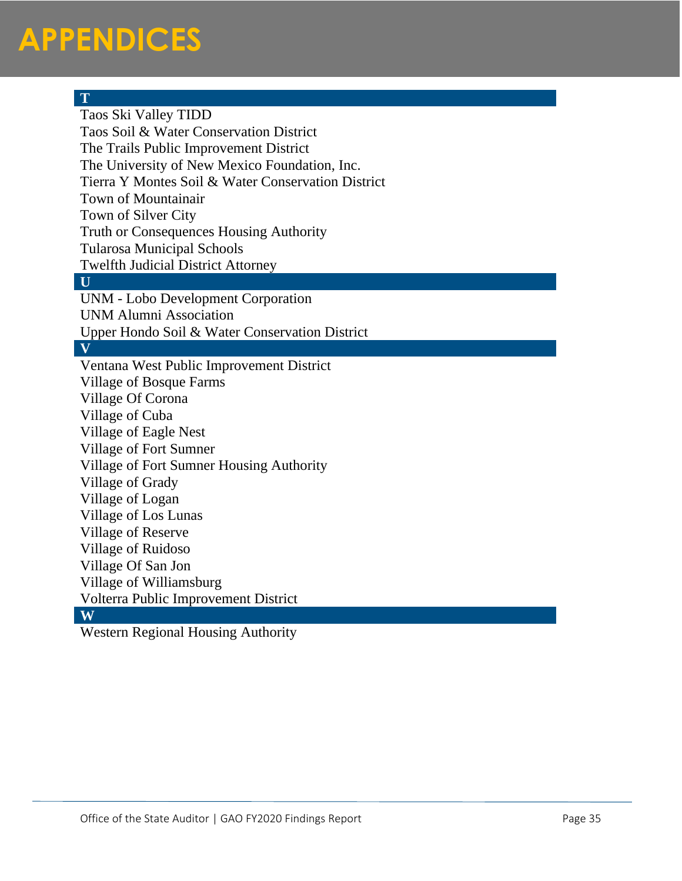# APPENDICES

**T**

Taos Ski Valley TIDD
Taos Soil & Water Conservation District
The Trails Public Improvement District
The University of New Mexico Foundation, Inc.
Tierra Y Montes Soil & Water Conservation District
Town of Mountainair
Town of Silver City
Truth or Consequences Housing Authority
Tularosa Municipal Schools
Twelfth Judicial District Attorney

**U**

UNM - Lobo Development Corporation
UNM Alumni Association
Upper Hondo Soil & Water Conservation District

**V**

Ventana West Public Improvement District
Village of Bosque Farms
Village Of Corona
Village of Cuba
Village of Eagle Nest
Village of Fort Sumner
Village of Fort Sumner Housing Authority
Village of Grady
Village of Logan
Village of Los Lunas
Village of Reserve
Village of Ruidoso
Village Of San Jon
Village of Williamsburg
Volterra Public Improvement District

**W**

Western Regional Housing Authority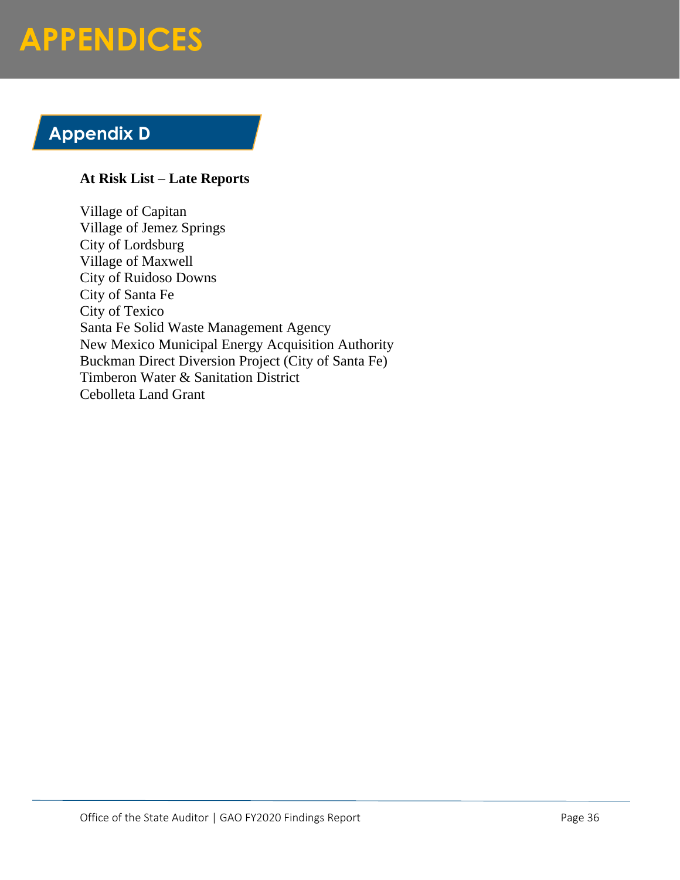# APPENDICES

## Appendix D

**At Risk List – Late Reports**

Village of Capitan
Village of Jemez Springs
City of Lordsburg
Village of Maxwell
City of Ruidoso Downs
City of Santa Fe
City of Texico
Santa Fe Solid Waste Management Agency
New Mexico Municipal Energy Acquisition Authority
Buckman Direct Diversion Project (City of Santa Fe)
Timberon Water & Sanitation District
Cebolleta Land Grant